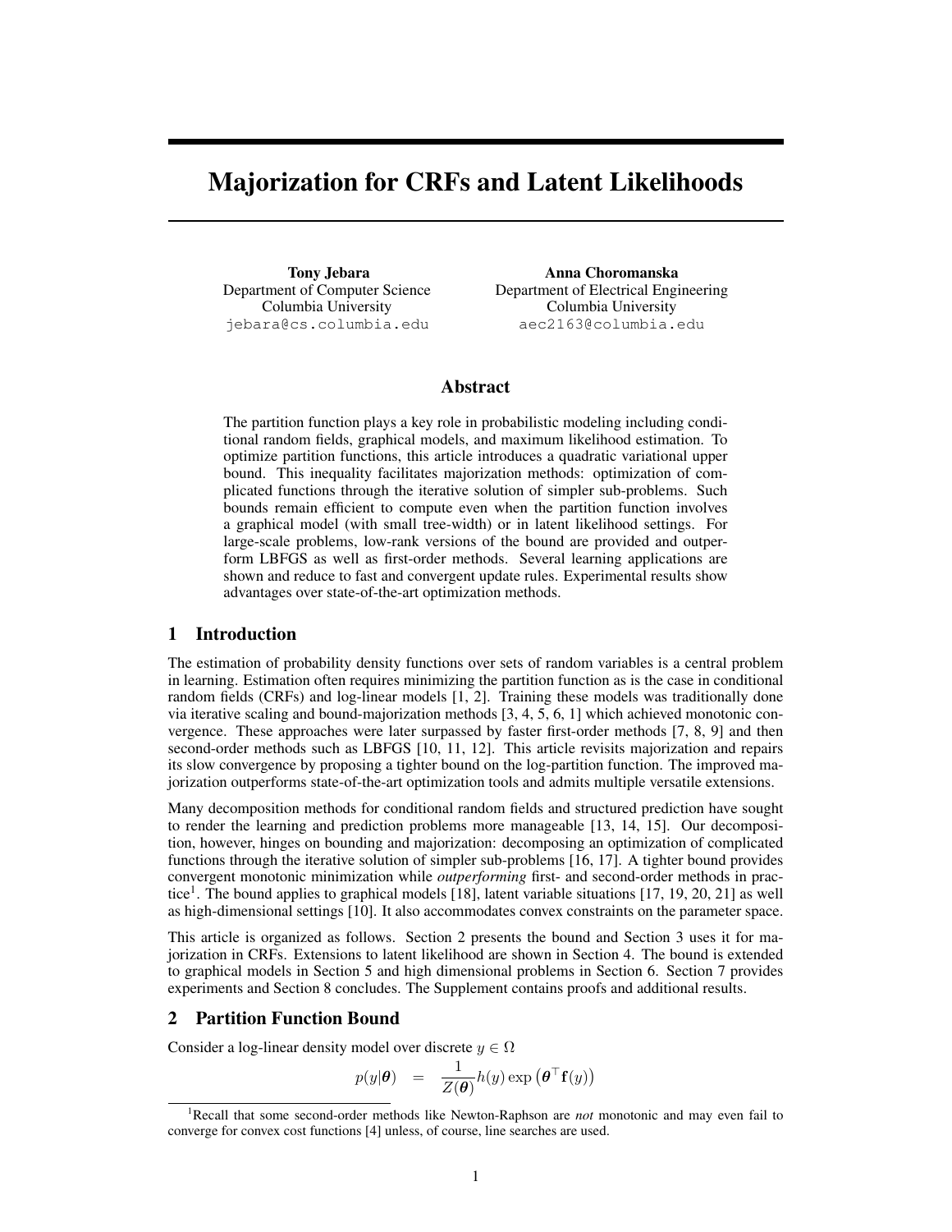# Majorization for CRFs and Latent Likelihoods

**Tony Jebara**
Department of Computer Science
Columbia University
jebara@cs.columbia.edu

**Anna Choromanska**
Department of Electrical Engineering
Columbia University
aec2163@columbia.edu

## Abstract

The partition function plays a key role in probabilistic modeling including conditional random fields, graphical models, and maximum likelihood estimation. To optimize partition functions, this article introduces a quadratic variational upper bound. This inequality facilitates majorization methods: optimization of complicated functions through the iterative solution of simpler sub-problems. Such bounds remain efficient to compute even when the partition function involves a graphical model (with small tree-width) or in latent likelihood settings. For large-scale problems, low-rank versions of the bound are provided and outperform LBFGS as well as first-order methods. Several learning applications are shown and reduce to fast and convergent update rules. Experimental results show advantages over state-of-the-art optimization methods.

## 1 Introduction

The estimation of probability density functions over sets of random variables is a central problem in learning. Estimation often requires minimizing the partition function as is the case in conditional random fields (CRFs) and log-linear models [1, 2]. Training these models was traditionally done via iterative scaling and bound-majorization methods [3, 4, 5, 6, 1] which achieved monotonic convergence. These approaches were later surpassed by faster first-order methods [7, 8, 9] and then second-order methods such as LBFGS [10, 11, 12]. This article revisits majorization and repairs its slow convergence by proposing a tighter bound on the log-partition function. The improved majorization outperforms state-of-the-art optimization tools and admits multiple versatile extensions.

Many decomposition methods for conditional random fields and structured prediction have sought to render the learning and prediction problems more manageable [13, 14, 15]. Our decomposition, however, hinges on bounding and majorization: decomposing an optimization of complicated functions through the iterative solution of simpler sub-problems [16, 17]. A tighter bound provides convergent monotonic minimization while *outperforming* first- and second-order methods in practice[1]. The bound applies to graphical models [18], latent variable situations [17, 19, 20, 21] as well as high-dimensional settings [10]. It also accommodates convex constraints on the parameter space.

This article is organized as follows. Section 2 presents the bound and Section 3 uses it for majorization in CRFs. Extensions to latent likelihood are shown in Section 4. The bound is extended to graphical models in Section 5 and high dimensional problems in Section 6. Section 7 provides experiments and Section 8 concludes. The Supplement contains proofs and additional results.

## 2 Partition Function Bound

Consider a log-linear density model over discrete $y \in \Omega$

$$p(y|\boldsymbol{\theta}) = \frac{1}{Z(\boldsymbol{\theta})} h(y) \exp\left(\boldsymbol{\theta}^\top \mathbf{f}(y)\right)$$

[1] Recall that some second-order methods like Newton-Raphson are *not* monotonic and may even fail to converge for convex cost functions [4] unless, of course, line searches are used.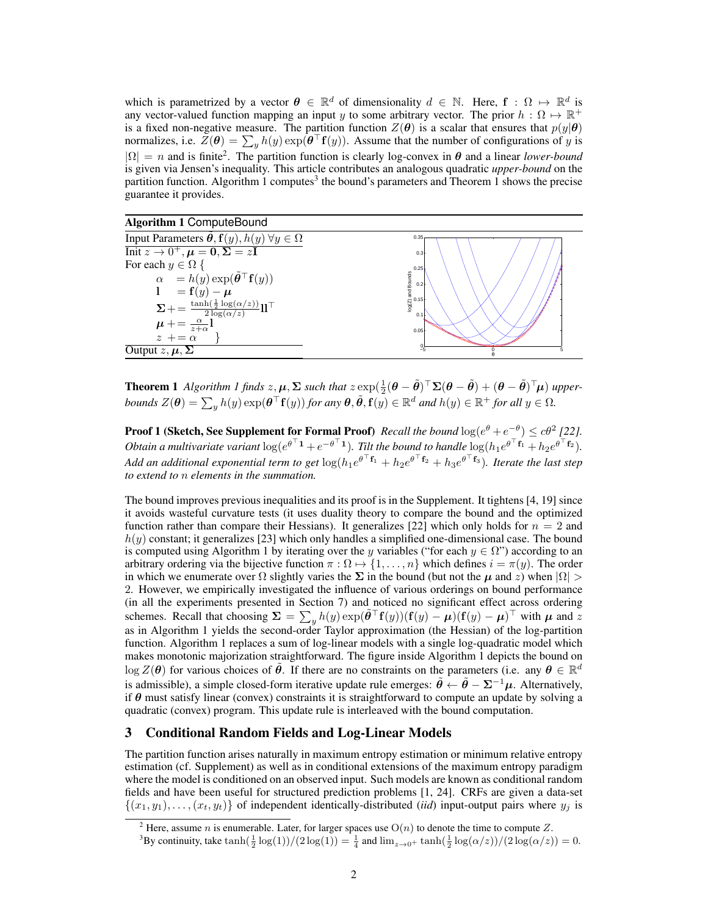which is parametrized by a vector $\boldsymbol{\theta} \in \mathbb{R}^d$ of dimensionality $d \in \mathbb{N}$. Here, $\mathbf{f} : \Omega \mapsto \mathbb{R}^d$ is any vector-valued function mapping an input $y$ to some arbitrary vector. The prior $h : \Omega \mapsto \mathbb{R}^+$ is a fixed non-negative measure. The partition function $Z(\boldsymbol{\theta})$ is a scalar that ensures that $p(y|\boldsymbol{\theta})$ normalizes, i.e. $Z(\boldsymbol{\theta}) = \sum_y h(y) \exp(\boldsymbol{\theta}^\top \mathbf{f}(y))$. Assume that the number of configurations of $y$ is $|\Omega| = n$ and is finite[2]. The partition function is clearly log-convex in $\boldsymbol{\theta}$ and a linear *lower-bound* is given via Jensen's inequality. This article contributes an analogous quadratic *upper-bound* on the partition function. Algorithm 1 computes[3] the bound's parameters and Theorem 1 shows the precise guarantee it provides.

**Algorithm 1** ComputeBound

Input Parameters $\tilde{\boldsymbol{\theta}}, \mathbf{f}(y), h(y) \; \forall y \in \Omega$

Init $z \to 0^+, \boldsymbol{\mu} = \mathbf{0}, \boldsymbol{\Sigma} = z\mathbf{I}$

For each $y \in \Omega$ {

$\quad \alpha \;\; = h(y) \exp(\tilde{\boldsymbol{\theta}}^\top \mathbf{f}(y))$

$\quad \mathbf{l} \;\; = \mathbf{f}(y) - \boldsymbol{\mu}$

$\quad \boldsymbol{\Sigma} \mathrel{+}= \frac{\tanh(\frac{1}{2}\log(\alpha/z))}{2\log(\alpha/z)} \mathbf{l}\mathbf{l}^\top$

$\quad \boldsymbol{\mu} \mathrel{+}= \frac{\alpha}{z+\alpha}\mathbf{l}$

$\quad z \mathrel{+}= \alpha \quad$ }

Output $z, \boldsymbol{\mu}, \boldsymbol{\Sigma}$

**Theorem 1** *Algorithm 1 finds $z, \boldsymbol{\mu}, \boldsymbol{\Sigma}$ such that $z \exp(\frac{1}{2}(\boldsymbol{\theta} - \tilde{\boldsymbol{\theta}})^\top \boldsymbol{\Sigma} (\boldsymbol{\theta} - \tilde{\boldsymbol{\theta}}) + (\boldsymbol{\theta} - \tilde{\boldsymbol{\theta}})^\top \boldsymbol{\mu})$ upper-bounds $Z(\boldsymbol{\theta}) = \sum_y h(y) \exp(\boldsymbol{\theta}^\top \mathbf{f}(y))$ for any $\boldsymbol{\theta}, \tilde{\boldsymbol{\theta}}, \mathbf{f}(y) \in \mathbb{R}^d$ and $h(y) \in \mathbb{R}^+$ for all $y \in \Omega$.*

**Proof 1 (Sketch, See Supplement for Formal Proof)** *Recall the bound $\log(e^\theta + e^{-\theta}) \le c\theta^2$ [22]. Obtain a multivariate variant $\log(e^{\boldsymbol{\theta}^\top \mathbf{1}} + e^{-\boldsymbol{\theta}^\top \mathbf{1}})$. Tilt the bound to handle $\log(h_1 e^{\boldsymbol{\theta}^\top \mathbf{f}_1} + h_2 e^{\boldsymbol{\theta}^\top \mathbf{f}_2})$. Add an additional exponential term to get $\log(h_1 e^{\boldsymbol{\theta}^\top \mathbf{f}_1} + h_2 e^{\boldsymbol{\theta}^\top \mathbf{f}_2} + h_3 e^{\boldsymbol{\theta}^\top \mathbf{f}_3})$. Iterate the last step to extend to $n$ elements in the summation.*

The bound improves previous inequalities and its proof is in the Supplement. It tightens [4, 19] since it avoids wasteful curvature tests (it uses duality theory to compare the bound and the optimized function rather than compare their Hessians). It generalizes [22] which only holds for $n = 2$ and $h(y)$ constant; it generalizes [23] which only handles a simplified one-dimensional case. The bound is computed using Algorithm 1 by iterating over the $y$ variables ("for each $y \in \Omega$") according to an arbitrary ordering via the bijective function $\pi : \Omega \mapsto \{1, \ldots, n\}$ which defines $i = \pi(y)$. The order in which we enumerate over $\Omega$ slightly varies the $\boldsymbol{\Sigma}$ in the bound (but not the $\boldsymbol{\mu}$ and $z$) when $|\Omega| > 2$. However, we empirically investigated the influence of various orderings on bound performance (in all the experiments presented in Section 7) and noticed no significant effect across ordering schemes. Recall that choosing $\boldsymbol{\Sigma} = \sum_y h(y) \exp(\tilde{\boldsymbol{\theta}}^\top \mathbf{f}(y))(\mathbf{f}(y) - \boldsymbol{\mu})(\mathbf{f}(y) - \boldsymbol{\mu})^\top$ with $\boldsymbol{\mu}$ and $z$ as in Algorithm 1 yields the second-order Taylor approximation (the Hessian) of the log-partition function. Algorithm 1 replaces a sum of log-linear models with a single log-quadratic model which makes monotonic majorization straightforward. The figure inside Algorithm 1 depicts the bound on $\log Z(\boldsymbol{\theta})$ for various choices of $\tilde{\boldsymbol{\theta}}$. If there are no constraints on the parameters (i.e. any $\boldsymbol{\theta} \in \mathbb{R}^d$ is admissible), a simple closed-form iterative update rule emerges: $\tilde{\boldsymbol{\theta}} \leftarrow \tilde{\boldsymbol{\theta}} - \boldsymbol{\Sigma}^{-1}\boldsymbol{\mu}$. Alternatively, if $\boldsymbol{\theta}$ must satisfy linear (convex) constraints it is straightforward to compute an update by solving a quadratic (convex) program. This update rule is interleaved with the bound computation.

## 3 Conditional Random Fields and Log-Linear Models

The partition function arises naturally in maximum entropy estimation or minimum relative entropy estimation (cf. Supplement) as well as in conditional extensions of the maximum entropy paradigm where the model is conditioned on an observed input. Such models are known as conditional random fields and have been useful for structured prediction problems [1, 24]. CRFs are given a data-set $\{(x_1, y_1), \ldots, (x_t, y_t)\}$ of independent identically-distributed (*iid*) input-output pairs where $y_j$ is

[2] Here, assume $n$ is enumerable. Later, for larger spaces use $O(n)$ to denote the time to compute $Z$.

[3] By continuity, take $\tanh(\frac{1}{2}\log(1))/(2\log(1)) = \frac{1}{4}$ and $\lim_{z \to 0^+} \tanh(\frac{1}{2}\log(\alpha/z))/(2\log(\alpha/z)) = 0$.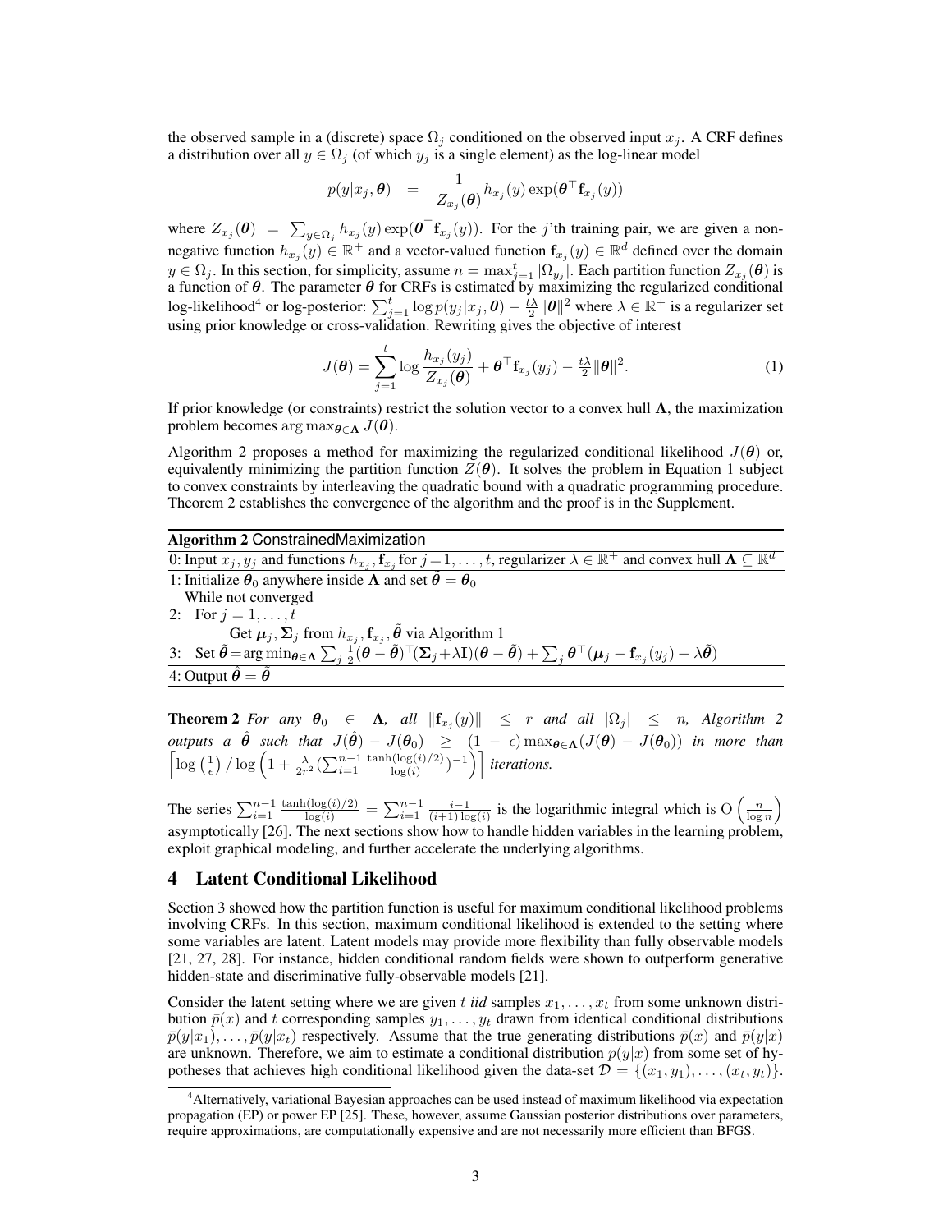the observed sample in a (discrete) space $\Omega_j$ conditioned on the observed input $x_j$. A CRF defines a distribution over all $y \in \Omega_j$ (of which $y_j$ is a single element) as the log-linear model

$$p(y|x_j, \boldsymbol{\theta}) \;\; = \;\; \frac{1}{Z_{x_j}(\boldsymbol{\theta})} h_{x_j}(y) \exp(\boldsymbol{\theta}^\top \mathbf{f}_{x_j}(y))$$

where $Z_{x_j}(\boldsymbol{\theta}) = \sum_{y \in \Omega_j} h_{x_j}(y) \exp(\boldsymbol{\theta}^\top \mathbf{f}_{x_j}(y))$. For the $j$'th training pair, we are given a non-negative function $h_{x_j}(y) \in \mathbb{R}^+$ and a vector-valued function $\mathbf{f}_{x_j}(y) \in \mathbb{R}^d$ defined over the domain $y \in \Omega_j$. In this section, for simplicity, assume $n = \max_{j=1}^t |\Omega_{y_j}|$. Each partition function $Z_{x_j}(\boldsymbol{\theta})$ is a function of $\boldsymbol{\theta}$. The parameter $\boldsymbol{\theta}$ for CRFs is estimated by maximizing the regularized conditional log-likelihood[4] or log-posterior: $\sum_{j=1}^t \log p(y_j|x_j, \boldsymbol{\theta}) - \frac{t\lambda}{2}\|\boldsymbol{\theta}\|^2$ where $\lambda \in \mathbb{R}^+$ is a regularizer set using prior knowledge or cross-validation. Rewriting gives the objective of interest

$$J(\boldsymbol{\theta}) = \sum_{j=1}^t \log \frac{h_{x_j}(y_j)}{Z_{x_j}(\boldsymbol{\theta})} + \boldsymbol{\theta}^\top \mathbf{f}_{x_j}(y_j) - \tfrac{t\lambda}{2}\|\boldsymbol{\theta}\|^2. \qquad (1)$$

If prior knowledge (or constraints) restrict the solution vector to a convex hull $\boldsymbol{\Lambda}$, the maximization problem becomes $\arg\max_{\boldsymbol{\theta} \in \boldsymbol{\Lambda}} J(\boldsymbol{\theta})$.

Algorithm 2 proposes a method for maximizing the regularized conditional likelihood $J(\boldsymbol{\theta})$ or, equivalently minimizing the partition function $Z(\boldsymbol{\theta})$. It solves the problem in Equation 1 subject to convex constraints by interleaving the quadratic bound with a quadratic programming procedure. Theorem 2 establishes the convergence of the algorithm and the proof is in the Supplement.

**Algorithm 2** ConstrainedMaximization

0: Input $x_j, y_j$ and functions $h_{x_j}, \mathbf{f}_{x_j}$ for $j = 1, \ldots, t$, regularizer $\lambda \in \mathbb{R}^+$ and convex hull $\boldsymbol{\Lambda} \subseteq \mathbb{R}^d$

1: Initialize $\boldsymbol{\theta}_0$ anywhere inside $\boldsymbol{\Lambda}$ and set $\tilde{\boldsymbol{\theta}} = \boldsymbol{\theta}_0$
   While not converged
2: For $j = 1, \ldots, t$
   Get $\boldsymbol{\mu}_j, \boldsymbol{\Sigma}_j$ from $h_{x_j}, \mathbf{f}_{x_j}, \tilde{\boldsymbol{\theta}}$ via Algorithm 1
3: Set $\tilde{\boldsymbol{\theta}} = \arg\min_{\boldsymbol{\theta} \in \boldsymbol{\Lambda}} \sum_j \frac{1}{2}(\boldsymbol{\theta} - \tilde{\boldsymbol{\theta}})^\top (\boldsymbol{\Sigma}_j + \lambda \mathbf{I})(\boldsymbol{\theta} - \tilde{\boldsymbol{\theta}}) + \sum_j \boldsymbol{\theta}^\top (\boldsymbol{\mu}_j - \mathbf{f}_{x_j}(y_j) + \lambda \tilde{\boldsymbol{\theta}})$

4: Output $\hat{\boldsymbol{\theta}} = \tilde{\boldsymbol{\theta}}$

**Theorem 2** *For any $\boldsymbol{\theta}_0 \in \boldsymbol{\Lambda}$, all $\|\mathbf{f}_{x_j}(y)\| \leq r$ and all $|\Omega_j| \leq n$, Algorithm 2 outputs a $\hat{\boldsymbol{\theta}}$ such that $J(\hat{\boldsymbol{\theta}}) - J(\boldsymbol{\theta}_0) \geq (1 - \epsilon) \max_{\boldsymbol{\theta} \in \boldsymbol{\Lambda}} (J(\boldsymbol{\theta}) - J(\boldsymbol{\theta}_0))$ in more than $\left\lceil \log\left(\frac{1}{\epsilon}\right) / \log\left(1 + \frac{\lambda}{2r^2}\left(\sum_{i=1}^{n-1} \frac{\tanh(\log(i)/2)}{\log(i)}\right)^{-1}\right)\right\rceil$ iterations.*

The series $\sum_{i=1}^{n-1} \frac{\tanh(\log(i)/2)}{\log(i)} = \sum_{i=1}^{n-1} \frac{i-1}{(i+1)\log(i)}$ is the logarithmic integral which is $\mathrm{O}\left(\frac{n}{\log n}\right)$ asymptotically [26]. The next sections show how to handle hidden variables in the learning problem, exploit graphical modeling, and further accelerate the underlying algorithms.

## 4 Latent Conditional Likelihood

Section 3 showed how the partition function is useful for maximum conditional likelihood problems involving CRFs. In this section, maximum conditional likelihood is extended to the setting where some variables are latent. Latent models may provide more flexibility than fully observable models [21, 27, 28]. For instance, hidden conditional random fields were shown to outperform generative hidden-state and discriminative fully-observable models [21].

Consider the latent setting where we are given $t$ *iid* samples $x_1, \ldots, x_t$ from some unknown distribution $\bar{p}(x)$ and $t$ corresponding samples $y_1, \ldots, y_t$ drawn from identical conditional distributions $\bar{p}(y|x_1), \ldots, \bar{p}(y|x_t)$ respectively. Assume that the true generating distributions $\bar{p}(x)$ and $\bar{p}(y|x)$ are unknown. Therefore, we aim to estimate a conditional distribution $p(y|x)$ from some set of hypotheses that achieves high conditional likelihood given the data-set $\mathcal{D} = \{(x_1, y_1), \ldots, (x_t, y_t)\}$.

[4] Alternatively, variational Bayesian approaches can be used instead of maximum likelihood via expectation propagation (EP) or power EP [25]. These, however, assume Gaussian posterior distributions over parameters, require approximations, are computationally expensive and are not necessarily more efficient than BFGS.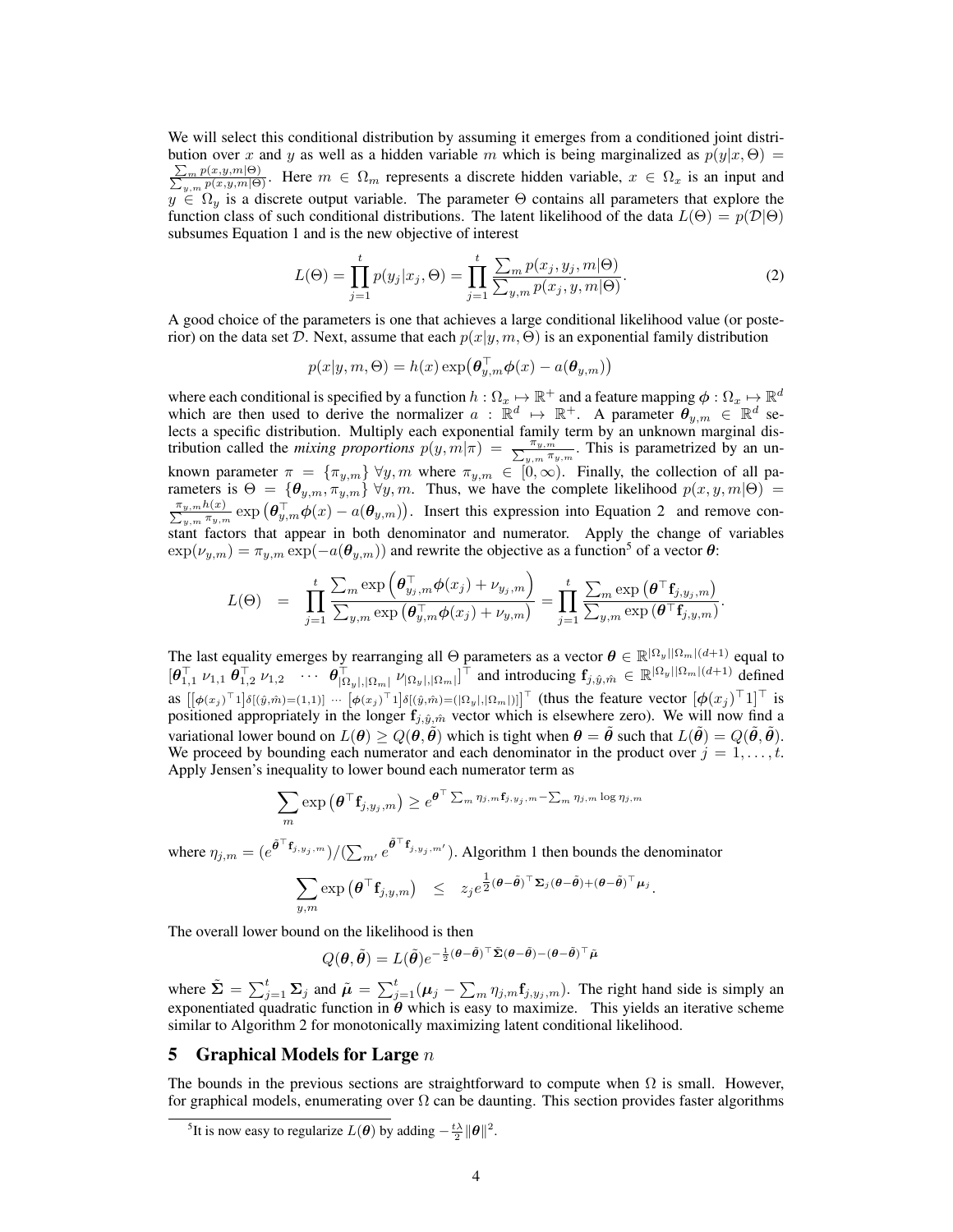We will select this conditional distribution by assuming it emerges from a conditioned joint distribution over $x$ and $y$ as well as a hidden variable $m$ which is being marginalized as $p(y|x,\Theta) = \frac{\sum_m p(x,y,m|\Theta)}{\sum_{y,m} p(x,y,m|\Theta)}$. Here $m \in \Omega_m$ represents a discrete hidden variable, $x \in \Omega_x$ is an input and $y \in \Omega_y$ is a discrete output variable. The parameter $\Theta$ contains all parameters that explore the function class of such conditional distributions. The latent likelihood of the data $L(\Theta) = p(\mathcal{D}|\Theta)$ subsumes Equation 1 and is the new objective of interest

$$L(\Theta) = \prod_{j=1}^{t} p(y_j|x_j,\Theta) = \prod_{j=1}^{t} \frac{\sum_m p(x_j,y_j,m|\Theta)}{\sum_{y,m} p(x_j,y,m|\Theta)}. \tag{2}$$

A good choice of the parameters is one that achieves a large conditional likelihood value (or posterior) on the data set $\mathcal{D}$. Next, assume that each $p(x|y,m,\Theta)$ is an exponential family distribution

$$p(x|y,m,\Theta) = h(x)\exp\big(\boldsymbol{\theta}_{y,m}^\top \boldsymbol{\phi}(x) - a(\boldsymbol{\theta}_{y,m})\big)$$

where each conditional is specified by a function $h : \Omega_x \mapsto \mathbb{R}^+$ and a feature mapping $\boldsymbol{\phi} : \Omega_x \mapsto \mathbb{R}^d$ which are then used to derive the normalizer $a : \mathbb{R}^d \mapsto \mathbb{R}^+$. A parameter $\boldsymbol{\theta}_{y,m} \in \mathbb{R}^d$ selects a specific distribution. Multiply each exponential family term by an unknown marginal distribution called the *mixing proportions* $p(y,m|\pi) = \frac{\pi_{y,m}}{\sum_{y,m}\pi_{y,m}}$. This is parametrized by an unknown parameter $\pi = \{\pi_{y,m}\}$ $\forall y,m$ where $\pi_{y,m} \in [0,\infty)$. Finally, the collection of all parameters is $\Theta = \{\boldsymbol{\theta}_{y,m}, \pi_{y,m}\}$ $\forall y,m$. Thus, we have the complete likelihood $p(x,y,m|\Theta) = \frac{\pi_{y,m} h(x)}{\sum_{y,m}\pi_{y,m}} \exp\big(\boldsymbol{\theta}_{y,m}^\top \boldsymbol{\phi}(x) - a(\boldsymbol{\theta}_{y,m})\big)$. Insert this expression into Equation 2 and remove constant factors that appear in both denominator and numerator. Apply the change of variables $\exp(\nu_{y,m}) = \pi_{y,m}\exp(-a(\boldsymbol{\theta}_{y,m}))$ and rewrite the objective as a function[5] of a vector $\boldsymbol{\theta}$:

$$L(\Theta) \;=\; \prod_{j=1}^{t} \frac{\sum_m \exp\Big(\boldsymbol{\theta}_{y_j,m}^\top \boldsymbol{\phi}(x_j) + \nu_{y_j,m}\Big)}{\sum_{y,m}\exp\big(\boldsymbol{\theta}_{y,m}^\top \boldsymbol{\phi}(x_j) + \nu_{y,m}\big)} = \prod_{j=1}^{t} \frac{\sum_m \exp\big(\boldsymbol{\theta}^\top \mathbf{f}_{j,y_j,m}\big)}{\sum_{y,m}\exp\big(\boldsymbol{\theta}^\top \mathbf{f}_{j,y,m}\big)}.$$

The last equality emerges by rearranging all $\Theta$ parameters as a vector $\boldsymbol{\theta} \in \mathbb{R}^{|\Omega_y||\Omega_m|(d+1)}$ equal to $[\boldsymbol{\theta}_{1,1}^\top \; \nu_{1,1} \; \boldsymbol{\theta}_{1,2}^\top \; \nu_{1,2} \quad \cdots \quad \boldsymbol{\theta}_{|\Omega_y|,|\Omega_m|}^\top \; \nu_{|\Omega_y|,|\Omega_m|}]^\top$ and introducing $\mathbf{f}_{j,\hat{y},\hat{m}} \in \mathbb{R}^{|\Omega_y||\Omega_m|(d+1)}$ defined as $\big[[\boldsymbol{\phi}(x_j)^\top 1]\delta[(\hat{y},\hat{m})=(1,1)] \; \cdots \; [\boldsymbol{\phi}(x_j)^\top 1]\delta[(\hat{y},\hat{m})=(|\Omega_y|,|\Omega_m|)]\big]^\top$ (thus the feature vector $[\boldsymbol{\phi}(x_j)^\top 1]^\top$ is positioned appropriately in the longer $\mathbf{f}_{j,\hat{y},\hat{m}}$ vector which is elsewhere zero). We will now find a variational lower bound on $L(\boldsymbol{\theta}) \geq Q(\boldsymbol{\theta},\tilde{\boldsymbol{\theta}})$ which is tight when $\boldsymbol{\theta} = \tilde{\boldsymbol{\theta}}$ such that $L(\tilde{\boldsymbol{\theta}}) = Q(\tilde{\boldsymbol{\theta}},\tilde{\boldsymbol{\theta}})$. We proceed by bounding each numerator and each denominator in the product over $j = 1,\ldots,t$. Apply Jensen's inequality to lower bound each numerator term as

$$\sum_m \exp\big(\boldsymbol{\theta}^\top \mathbf{f}_{j,y_j,m}\big) \geq e^{\boldsymbol{\theta}^\top \sum_m \eta_{j,m}\mathbf{f}_{j,y_j,m} - \sum_m \eta_{j,m}\log\eta_{j,m}}$$

where $\eta_{j,m} = (e^{\tilde{\boldsymbol{\theta}}^\top \mathbf{f}_{j,y_j,m}})/(\sum_{m'} e^{\tilde{\boldsymbol{\theta}}^\top \mathbf{f}_{j,y_j,m'}})$. Algorithm 1 then bounds the denominator

$$\sum_{y,m}\exp\big(\boldsymbol{\theta}^\top \mathbf{f}_{j,y,m}\big) \quad \leq \quad z_j e^{\frac{1}{2}(\boldsymbol{\theta}-\tilde{\boldsymbol{\theta}})^\top \boldsymbol{\Sigma}_j(\boldsymbol{\theta}-\tilde{\boldsymbol{\theta}}) + (\boldsymbol{\theta}-\tilde{\boldsymbol{\theta}})^\top \boldsymbol{\mu}_j}.$$

The overall lower bound on the likelihood is then

$$Q(\boldsymbol{\theta},\tilde{\boldsymbol{\theta}}) = L(\tilde{\boldsymbol{\theta}}) e^{-\frac{1}{2}(\boldsymbol{\theta}-\tilde{\boldsymbol{\theta}})^\top \tilde{\boldsymbol{\Sigma}}(\boldsymbol{\theta}-\tilde{\boldsymbol{\theta}}) - (\boldsymbol{\theta}-\tilde{\boldsymbol{\theta}})^\top \tilde{\boldsymbol{\mu}}}$$

where $\tilde{\boldsymbol{\Sigma}} = \sum_{j=1}^{t}\boldsymbol{\Sigma}_j$ and $\tilde{\boldsymbol{\mu}} = \sum_{j=1}^{t}(\boldsymbol{\mu}_j - \sum_m \eta_{j,m}\mathbf{f}_{j,y_j,m})$. The right hand side is simply an exponentiated quadratic function in $\boldsymbol{\theta}$ which is easy to maximize. This yields an iterative scheme similar to Algorithm 2 for monotonically maximizing latent conditional likelihood.

## 5 Graphical Models for Large $n$

The bounds in the previous sections are straightforward to compute when $\Omega$ is small. However, for graphical models, enumerating over $\Omega$ can be daunting. This section provides faster algorithms

[5] It is now easy to regularize $L(\boldsymbol{\theta})$ by adding $-\frac{t\lambda}{2}\|\boldsymbol{\theta}\|^2$.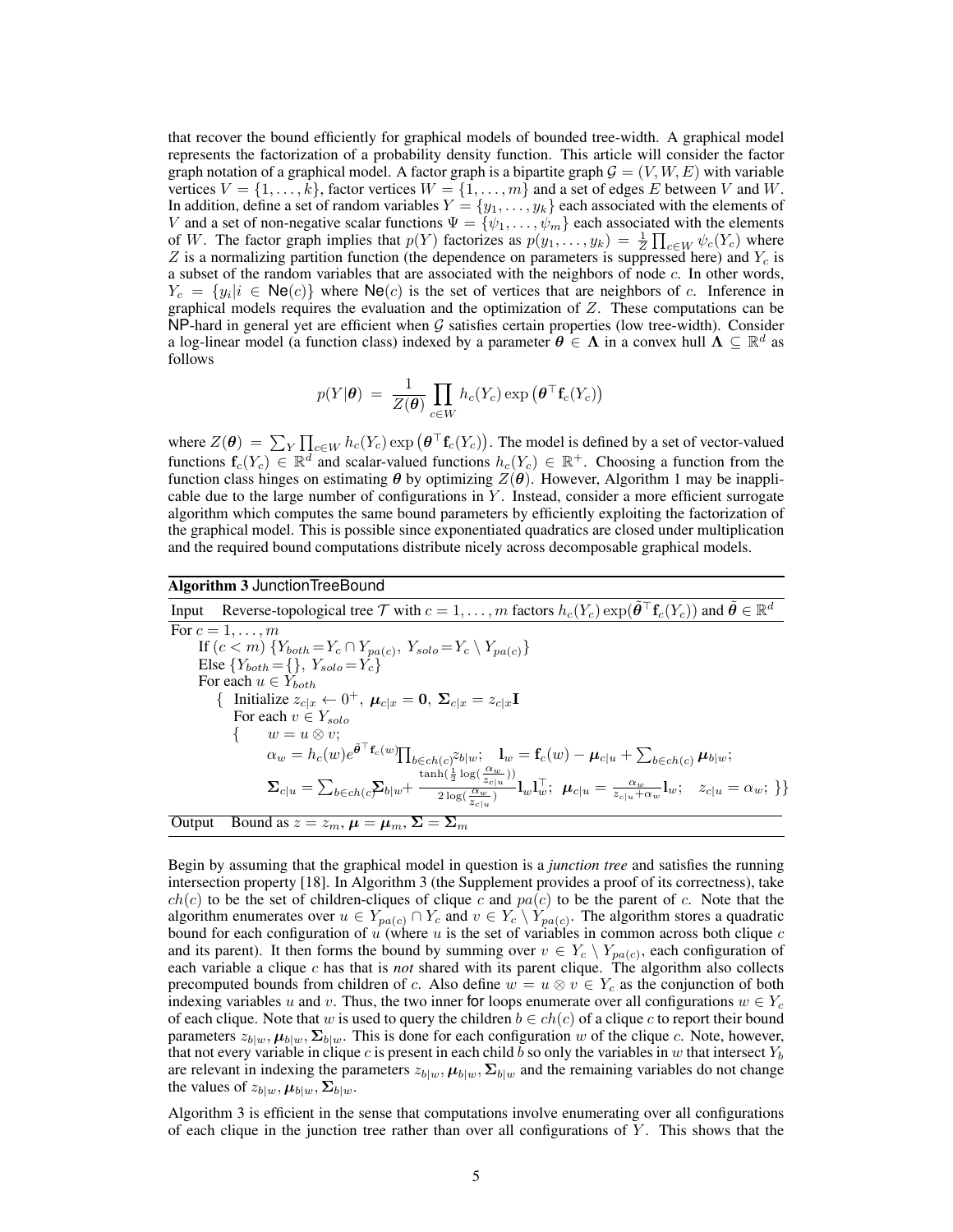that recover the bound efficiently for graphical models of bounded tree-width. A graphical model represents the factorization of a probability density function. This article will consider the factor graph notation of a graphical model. A factor graph is a bipartite graph $\mathcal{G} = (V, W, E)$ with variable vertices $V = \{1, \ldots, k\}$, factor vertices $W = \{1, \ldots, m\}$ and a set of edges $E$ between $V$ and $W$. In addition, define a set of random variables $Y = \{y_1, \ldots, y_k\}$ each associated with the elements of $V$ and a set of non-negative scalar functions $\Psi = \{\psi_1, \ldots, \psi_m\}$ each associated with the elements of $W$. The factor graph implies that $p(Y)$ factorizes as $p(y_1, \ldots, y_k) = \frac{1}{Z}\prod_{c \in W} \psi_c(Y_c)$ where $Z$ is a normalizing partition function (the dependence on parameters is suppressed here) and $Y_c$ is a subset of the random variables that are associated with the neighbors of node $c$. In other words, $Y_c = \{y_i | i \in \mathsf{Ne}(c)\}$ where $\mathsf{Ne}(c)$ is the set of vertices that are neighbors of $c$. Inference in graphical models requires the evaluation and the optimization of $Z$. These computations can be $\mathsf{NP}$-hard in general yet are efficient when $\mathcal{G}$ satisfies certain properties (low tree-width). Consider a log-linear model (a function class) indexed by a parameter $\boldsymbol{\theta} \in \boldsymbol{\Lambda}$ in a convex hull $\boldsymbol{\Lambda} \subseteq \mathbb{R}^d$ as follows

$$p(Y|\boldsymbol{\theta}) = \frac{1}{Z(\boldsymbol{\theta})} \prod_{c \in W} h_c(Y_c) \exp\left(\boldsymbol{\theta}^\top \mathbf{f}_c(Y_c)\right)$$

where $Z(\boldsymbol{\theta}) = \sum_Y \prod_{c \in W} h_c(Y_c) \exp\left(\boldsymbol{\theta}^\top \mathbf{f}_c(Y_c)\right)$. The model is defined by a set of vector-valued functions $\mathbf{f}_c(Y_c) \in \mathbb{R}^d$ and scalar-valued functions $h_c(Y_c) \in \mathbb{R}^+$. Choosing a function from the function class hinges on estimating $\boldsymbol{\theta}$ by optimizing $Z(\boldsymbol{\theta})$. However, Algorithm 1 may be inapplicable due to the large number of configurations in $Y$. Instead, consider a more efficient surrogate algorithm which computes the same bound parameters by efficiently exploiting the factorization of the graphical model. This is possible since exponentiated quadratics are closed under multiplication and the required bound computations distribute nicely across decomposable graphical models.

**Algorithm 3** JunctionTreeBound

Input: Reverse-topological tree $\mathcal{T}$ with $c = 1, \ldots, m$ factors $h_c(Y_c)\exp(\tilde{\boldsymbol{\theta}}^\top \mathbf{f}_c(Y_c))$ and $\tilde{\boldsymbol{\theta}} \in \mathbb{R}^d$

For $c = 1, \ldots, m$
&nbsp;&nbsp;&nbsp;&nbsp;If $(c < m)$ $\{Y_{both} = Y_c \cap Y_{pa(c)},\ Y_{solo} = Y_c \setminus Y_{pa(c)}\}$
&nbsp;&nbsp;&nbsp;&nbsp;Else $\{Y_{both} = \{\},\ Y_{solo} = Y_c\}$
&nbsp;&nbsp;&nbsp;&nbsp;For each $u \in Y_{both}$
&nbsp;&nbsp;&nbsp;&nbsp;&nbsp;&nbsp;&nbsp;&nbsp;{ Initialize $z_{c|x} \leftarrow 0^+,\ \boldsymbol{\mu}_{c|x} = \mathbf{0},\ \boldsymbol{\Sigma}_{c|x} = z_{c|x}\mathbf{I}$
&nbsp;&nbsp;&nbsp;&nbsp;&nbsp;&nbsp;&nbsp;&nbsp;&nbsp;&nbsp;For each $v \in Y_{solo}$
&nbsp;&nbsp;&nbsp;&nbsp;&nbsp;&nbsp;&nbsp;&nbsp;&nbsp;&nbsp;{ $w = u \otimes v$;
&nbsp;&nbsp;&nbsp;&nbsp;&nbsp;&nbsp;&nbsp;&nbsp;&nbsp;&nbsp;&nbsp;&nbsp;&nbsp;&nbsp;$\alpha_w = h_c(w) e^{\tilde{\boldsymbol{\theta}}^\top \mathbf{f}_c(w)} \prod_{b \in ch(c)} z_{b|w}$; $\quad \mathbf{l}_w = \mathbf{f}_c(w) - \boldsymbol{\mu}_{c|u} + \sum_{b \in ch(c)} \boldsymbol{\mu}_{b|w}$;
&nbsp;&nbsp;&nbsp;&nbsp;&nbsp;&nbsp;&nbsp;&nbsp;&nbsp;&nbsp;&nbsp;&nbsp;&nbsp;&nbsp;$\boldsymbol{\Sigma}_{c|u} = \sum_{b \in ch(c)} \boldsymbol{\Sigma}_{b|w} + \frac{\tanh(\frac{1}{2}\log(\frac{\alpha_w}{z_{c|u}}))}{2\log(\frac{\alpha_w}{z_{c|u}})} \mathbf{l}_w \mathbf{l}_w^\top$; $\quad \boldsymbol{\mu}_{c|u} = \frac{\alpha_w}{z_{c|u} + \alpha_w} \mathbf{l}_w$; $\quad z_{c|u} = \alpha_w$; }}

Output: Bound as $z = z_m,\ \boldsymbol{\mu} = \boldsymbol{\mu}_m,\ \boldsymbol{\Sigma} = \boldsymbol{\Sigma}_m$

Begin by assuming that the graphical model in question is a *junction tree* and satisfies the running intersection property [18]. In Algorithm 3 (the Supplement provides a proof of its correctness), take $ch(c)$ to be the set of children-cliques of clique $c$ and $pa(c)$ to be the parent of $c$. Note that the algorithm enumerates over $u \in Y_{pa(c)} \cap Y_c$ and $v \in Y_c \setminus Y_{pa(c)}$. The algorithm stores a quadratic bound for each configuration of $u$ (where $u$ is the set of variables in common across both clique $c$ and its parent). It then forms the bound by summing over $v \in Y_c \setminus Y_{pa(c)}$, each configuration of each variable a clique $c$ has that is *not* shared with its parent clique. The algorithm also collects precomputed bounds from children of $c$. Also define $w = u \otimes v \in Y_c$ as the conjunction of both indexing variables $u$ and $v$. Thus, the two inner for loops enumerate over all configurations $w \in Y_c$ of each clique. Note that $w$ is used to query the children $b \in ch(c)$ of a clique $c$ to report their bound parameters $z_{b|w}, \boldsymbol{\mu}_{b|w}, \boldsymbol{\Sigma}_{b|w}$. This is done for each configuration $w$ of the clique $c$. Note, however, that not every variable in clique $c$ is present in each child $b$ so only the variables in $w$ that intersect $Y_b$ are relevant in indexing the parameters $z_{b|w}, \boldsymbol{\mu}_{b|w}, \boldsymbol{\Sigma}_{b|w}$ and the remaining variables do not change the values of $z_{b|w}, \boldsymbol{\mu}_{b|w}, \boldsymbol{\Sigma}_{b|w}$.

Algorithm 3 is efficient in the sense that computations involve enumerating over all configurations of each clique in the junction tree rather than over all configurations of $Y$. This shows that the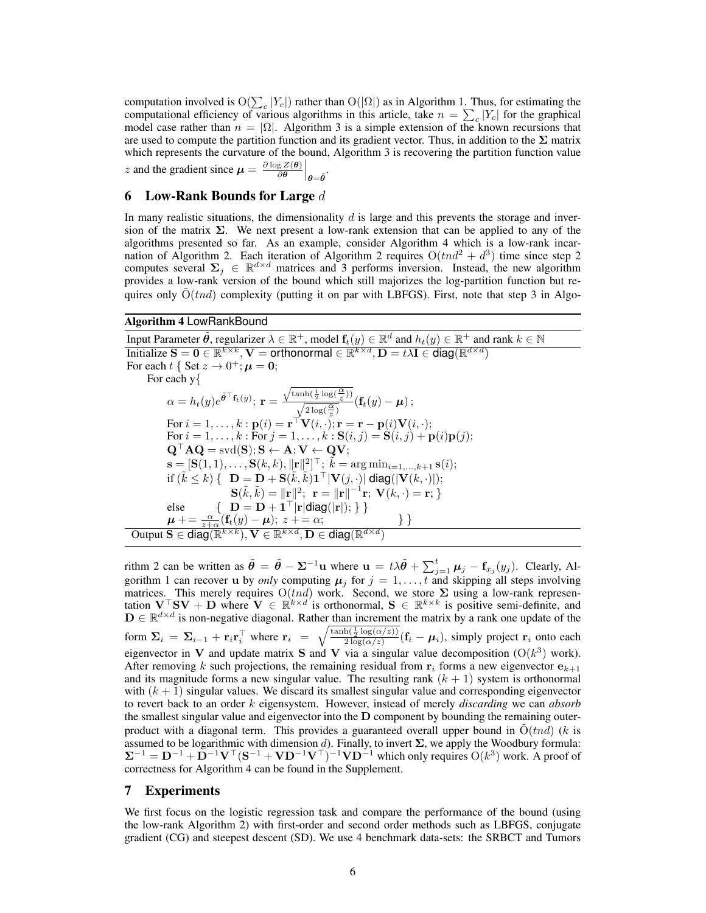computation involved is $\mathrm{O}(\sum_c |Y_c|)$ rather than $\mathrm{O}(|\Omega|)$ as in Algorithm 1. Thus, for estimating the computational efficiency of various algorithms in this article, take $n = \sum_c |Y_c|$ for the graphical model case rather than $n = |\Omega|$. Algorithm 3 is a simple extension of the known recursions that are used to compute the partition function and its gradient vector. Thus, in addition to the $\boldsymbol{\Sigma}$ matrix which represents the curvature of the bound, Algorithm 3 is recovering the partition function value $z$ and the gradient since $\boldsymbol{\mu} = \left.\frac{\partial \log Z(\boldsymbol{\theta})}{\partial \boldsymbol{\theta}}\right|_{\boldsymbol{\theta}=\tilde{\boldsymbol{\theta}}}$.

## 6 Low-Rank Bounds for Large $d$

In many realistic situations, the dimensionality $d$ is large and this prevents the storage and inversion of the matrix $\boldsymbol{\Sigma}$. We next present a low-rank extension that can be applied to any of the algorithms presented so far. As an example, consider Algorithm 4 which is a low-rank incarnation of Algorithm 2. Each iteration of Algorithm 2 requires $\mathrm{O}(tnd^2 + d^3)$ time since step 2 computes several $\boldsymbol{\Sigma}_j \in \mathbb{R}^{d\times d}$ matrices and 3 performs inversion. Instead, the new algorithm provides a low-rank version of the bound which still majorizes the log-partition function but requires only $\tilde{\mathrm{O}}(tnd)$ complexity (putting it on par with LBFGS). First, note that step 3 in Algorithm 2 can be written as $\tilde{\boldsymbol{\theta}} = \tilde{\boldsymbol{\theta}} - \boldsymbol{\Sigma}^{-1}\mathbf{u}$ where $\mathbf{u} = t\lambda\tilde{\boldsymbol{\theta}} + \sum_{j=1}^t \boldsymbol{\mu}_j - \mathbf{f}_{x_j}(y_j)$. Clearly, Algorithm 1 can recover $\mathbf{u}$ by *only* computing $\boldsymbol{\mu}_j$ for $j = 1,\ldots,t$ and skipping all steps involving matrices. This merely requires $\mathrm{O}(tnd)$ work. Second, we store $\boldsymbol{\Sigma}$ using a low-rank representation $\mathbf{V}^\top\mathbf{S}\mathbf{V} + \mathbf{D}$ where $\mathbf{V} \in \mathbb{R}^{k\times d}$ is orthonormal, $\mathbf{S} \in \mathbb{R}^{k\times k}$ is positive semi-definite, and $\mathbf{D} \in \mathbb{R}^{d\times d}$ is non-negative diagonal. Rather than increment the matrix by a rank one update of the form $\boldsymbol{\Sigma}_i = \boldsymbol{\Sigma}_{i-1} + \mathbf{r}_i\mathbf{r}_i^\top$ where $\mathbf{r}_i = \sqrt{\frac{\tanh(\frac{1}{2}\log(\alpha/z))}{2\log(\alpha/z)}}(\mathbf{f}_i - \boldsymbol{\mu}_i)$, simply project $\mathbf{r}_i$ onto each eigenvector in $\mathbf{V}$ and update matrix $\mathbf{S}$ and $\mathbf{V}$ via a singular value decomposition ($\mathrm{O}(k^3)$ work). After removing $k$ such projections, the remaining residual from $\mathbf{r}_i$ forms a new eigenvector $\mathbf{e}_{k+1}$ and its magnitude forms a new singular value. The resulting rank $(k+1)$ system is orthonormal with $(k+1)$ singular values. We discard its smallest singular value and corresponding eigenvector to revert back to an order $k$ eigensystem. However, instead of merely *discarding* we can *absorb* the smallest singular value and eigenvector into the $\mathbf{D}$ component by bounding the remaining outer-product with a diagonal term. This provides a guaranteed overall upper bound in $\tilde{\mathrm{O}}(tnd)$ ($k$ is assumed to be logarithmic with dimension $d$). Finally, to invert $\boldsymbol{\Sigma}$, we apply the Woodbury formula: $\boldsymbol{\Sigma}^{-1} = \mathbf{D}^{-1} + \mathbf{D}^{-1}\mathbf{V}^\top(\mathbf{S}^{-1} + \mathbf{V}\mathbf{D}^{-1}\mathbf{V}^\top)^{-1}\mathbf{V}\mathbf{D}^{-1}$ which only requires $\mathrm{O}(k^3)$ work. A proof of correctness for Algorithm 4 can be found in the Supplement.

**Algorithm 4** LowRankBound

Input Parameter $\tilde{\boldsymbol{\theta}}$, regularizer $\lambda \in \mathbb{R}^+$, model $\mathbf{f}_t(y) \in \mathbb{R}^d$ and $h_t(y) \in \mathbb{R}^+$ and rank $k \in \mathbb{N}$

Initialize $\mathbf{S} = \mathbf{0} \in \mathbb{R}^{k\times k}$, $\mathbf{V} = \text{orthonormal} \in \mathbb{R}^{k\times d}$, $\mathbf{D} = t\lambda\mathbf{I} \in \text{diag}(\mathbb{R}^{d\times d})$

For each $t$ { Set $z \to 0^+$; $\boldsymbol{\mu} = \mathbf{0}$;

  For each y{

  $\alpha = h_t(y)e^{\tilde{\boldsymbol{\theta}}^\top\mathbf{f}_t(y)}$; $\mathbf{r} = \frac{\sqrt{\tanh(\frac{1}{2}\log(\frac{\alpha}{z}))}}{\sqrt{2\log(\frac{\alpha}{z})}}(\mathbf{f}_t(y) - \boldsymbol{\mu})$;

  For $i = 1,\ldots,k$ : $\mathbf{p}(i) = \mathbf{r}^\top\mathbf{V}(i,\cdot)$; $\mathbf{r} = \mathbf{r} - \mathbf{p}(i)\mathbf{V}(i,\cdot)$;

  For $i = 1,\ldots,k$ : For $j = 1,\ldots,k$ : $\mathbf{S}(i,j) = \mathbf{S}(i,j) + \mathbf{p}(i)\mathbf{p}(j)$;

  $\mathbf{Q}^\top\mathbf{A}\mathbf{Q} = \text{svd}(\mathbf{S})$; $\mathbf{S} \leftarrow \mathbf{A}$; $\mathbf{V} \leftarrow \mathbf{Q}\mathbf{V}$;

  $\mathbf{s} = [\mathbf{S}(1,1),\ldots,\mathbf{S}(k,k),\|\mathbf{r}\|^2]^\top$; $\tilde{k} = \arg\min_{i=1,\ldots,k+1}\mathbf{s}(i)$;

  if ($\tilde{k} \le k$) { $\mathbf{D} = \mathbf{D} + \mathbf{S}(\tilde{k},\tilde{k})\mathbf{1}^\top|\mathbf{V}(j,\cdot)|\,\text{diag}(|\mathbf{V}(k,\cdot)|)$;
  $\mathbf{S}(\tilde{k},\tilde{k}) = \|\mathbf{r}\|^2$; $\mathbf{r} = \|\mathbf{r}\|^{-1}\mathbf{r}$; $\mathbf{V}(k,\cdot) = \mathbf{r}$; }

  else { $\mathbf{D} = \mathbf{D} + \mathbf{1}^\top|\mathbf{r}|\text{diag}(|\mathbf{r}|)$; } }

  $\boldsymbol{\mu} \mathrel{+}= \frac{\alpha}{z+\alpha}(\mathbf{f}_t(y) - \boldsymbol{\mu})$; $z \mathrel{+}= \alpha$; } }

Output $\mathbf{S} \in \text{diag}(\mathbb{R}^{k\times k})$, $\mathbf{V} \in \mathbb{R}^{k\times d}$, $\mathbf{D} \in \text{diag}(\mathbb{R}^{d\times d})$

## 7 Experiments

We first focus on the logistic regression task and compare the performance of the bound (using the low-rank Algorithm 2) with first-order and second order methods such as LBFGS, conjugate gradient (CG) and steepest descent (SD). We use 4 benchmark data-sets: the SRBCT and Tumors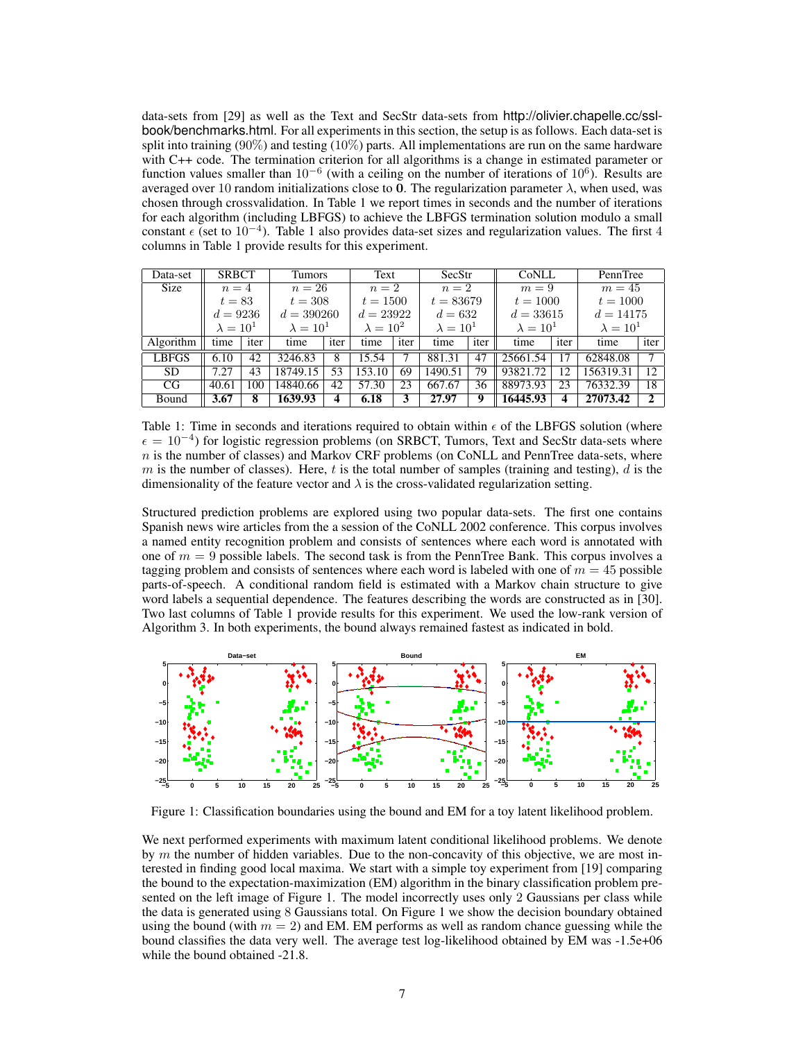data-sets from [29] as well as the Text and SecStr data-sets from http://olivier.chapelle.cc/ssl-book/benchmarks.html. For all experiments in this section, the setup is as follows. Each data-set is split into training (90%) and testing (10%) parts. All implementations are run on the same hardware with C++ code. The termination criterion for all algorithms is a change in estimated parameter or function values smaller than $10^{-6}$ (with a ceiling on the number of iterations of $10^6$). Results are averaged over 10 random initializations close to $\mathbf{0}$. The regularization parameter $\lambda$, when used, was chosen through crossvalidation. In Table 1 we report times in seconds and the number of iterations for each algorithm (including LBFGS) to achieve the LBFGS termination solution modulo a small constant $\epsilon$ (set to $10^{-4}$). Table 1 also provides data-set sizes and regularization values. The first 4 columns in Table 1 provide results for this experiment.

| Data-set | SRBCT | | Tumors | | Text | | SecStr | | CoNLL | | PennTree | |
|---|---|---|---|---|---|---|---|---|---|---|---|---|
| Size | $n = 4$, $t = 83$, $d = 9236$, $\lambda = 10^1$ | | $n = 26$, $t = 308$, $d = 390260$, $\lambda = 10^1$ | | $n = 2$, $t = 1500$, $d = 23922$, $\lambda = 10^2$ | | $n = 2$, $t = 83679$, $d = 632$, $\lambda = 10^1$ | | $m = 9$, $t = 1000$, $d = 33615$, $\lambda = 10^1$ | | $m = 45$, $t = 1000$, $d = 14175$, $\lambda = 10^1$ | |
| Algorithm | time | iter | time | iter | time | iter | time | iter | time | iter | time | iter |
| LBFGS | 6.10 | 42 | 3246.83 | 8 | 15.54 | 7 | 881.31 | 47 | 25661.54 | 17 | 62848.08 | 7 |
| SD | 7.27 | 43 | 18749.15 | 53 | 153.10 | 69 | 1490.51 | 79 | 93821.72 | 12 | 156319.31 | 12 |
| CG | 40.61 | 100 | 14840.66 | 42 | 57.30 | 23 | 667.67 | 36 | 88973.93 | 23 | 76332.39 | 18 |
| Bound | **3.67** | **8** | **1639.93** | **4** | **6.18** | **3** | **27.97** | **9** | **16445.93** | **4** | **27073.42** | **2** |

Table 1: Time in seconds and iterations required to obtain within $\epsilon$ of the LBFGS solution (where $\epsilon = 10^{-4}$) for logistic regression problems (on SRBCT, Tumors, Text and SecStr data-sets where $n$ is the number of classes) and Markov CRF problems (on CoNLL and PennTree data-sets, where $m$ is the number of classes). Here, $t$ is the total number of samples (training and testing), $d$ is the dimensionality of the feature vector and $\lambda$ is the cross-validated regularization setting.

Structured prediction problems are explored using two popular data-sets. The first one contains Spanish news wire articles from the a session of the CoNLL 2002 conference. This corpus involves a named entity recognition problem and consists of sentences where each word is annotated with one of $m = 9$ possible labels. The second task is from the PennTree Bank. This corpus involves a tagging problem and consists of sentences where each word is labeled with one of $m = 45$ possible parts-of-speech. A conditional random field is estimated with a Markov chain structure to give word labels a sequential dependence. The features describing the words are constructed as in [30]. Two last columns of Table 1 provide results for this experiment. We used the low-rank version of Algorithm 3. In both experiments, the bound always remained fastest as indicated in bold.

Figure 1: Classification boundaries using the bound and EM for a toy latent likelihood problem.

We next performed experiments with maximum latent conditional likelihood problems. We denote by $m$ the number of hidden variables. Due to the non-concavity of this objective, we are most interested in finding good local maxima. We start with a simple toy experiment from [19] comparing the bound to the expectation-maximization (EM) algorithm in the binary classification problem presented on the left image of Figure 1. The model incorrectly uses only 2 Gaussians per class while the data is generated using 8 Gaussians total. On Figure 1 we show the decision boundary obtained using the bound (with $m = 2$) and EM. EM performs as well as random chance guessing while the bound classifies the data very well. The average test log-likelihood obtained by EM was -1.5e+06 while the bound obtained -21.8.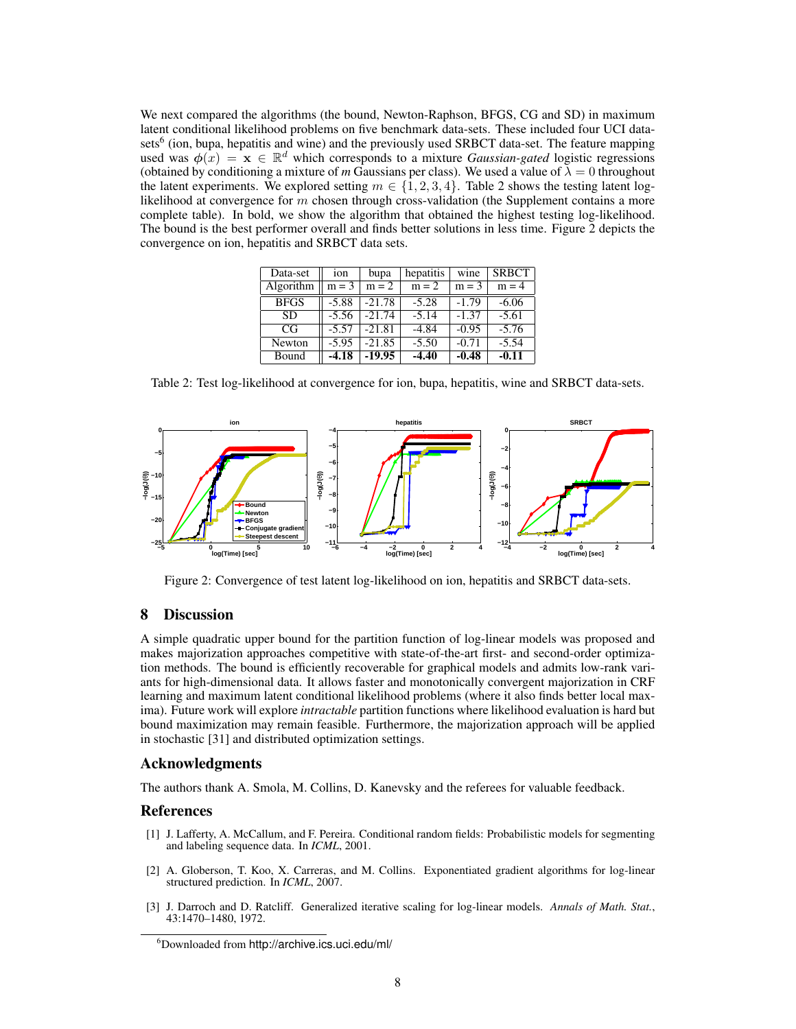We next compared the algorithms (the bound, Newton-Raphson, BFGS, CG and SD) in maximum latent conditional likelihood problems on five benchmark data-sets. These included four UCI data-sets[6] (ion, bupa, hepatitis and wine) and the previously used SRBCT data-set. The feature mapping used was $\phi(x) = \mathbf{x} \in \mathbb{R}^d$ which corresponds to a mixture *Gaussian-gated* logistic regressions (obtained by conditioning a mixture of *m* Gaussians per class). We used a value of $\lambda = 0$ throughout the latent experiments. We explored setting $m \in \{1, 2, 3, 4\}$. Table 2 shows the testing latent log-likelihood at convergence for $m$ chosen through cross-validation (the Supplement contains a more complete table). In bold, we show the algorithm that obtained the highest testing log-likelihood. The bound is the best performer overall and finds better solutions in less time. Figure 2 depicts the convergence on ion, hepatitis and SRBCT data sets.

| Data-set | ion | bupa | hepatitis | wine | SRBCT |
|---|---|---|---|---|---|
| Algorithm | m = 3 | m = 2 | m = 2 | m = 3 | m = 4 |
| BFGS | -5.88 | -21.78 | -5.28 | -1.79 | -6.06 |
| SD | -5.56 | -21.74 | -5.14 | -1.37 | -5.61 |
| CG | -5.57 | -21.81 | -4.84 | -0.95 | -5.76 |
| Newton | -5.95 | -21.85 | -5.50 | -0.71 | -5.54 |
| Bound | **-4.18** | **-19.95** | **-4.40** | **-0.48** | **-0.11** |

Table 2: Test log-likelihood at convergence for ion, bupa, hepatitis, wine and SRBCT data-sets.

Figure 2: Convergence of test latent log-likelihood on ion, hepatitis and SRBCT data-sets.

## 8 Discussion

A simple quadratic upper bound for the partition function of log-linear models was proposed and makes majorization approaches competitive with state-of-the-art first- and second-order optimization methods. The bound is efficiently recoverable for graphical models and admits low-rank variants for high-dimensional data. It allows faster and monotonically convergent majorization in CRF learning and maximum latent conditional likelihood problems (where it also finds better local maxima). Future work will explore *intractable* partition functions where likelihood evaluation is hard but bound maximization may remain feasible. Furthermore, the majorization approach will be applied in stochastic [31] and distributed optimization settings.

## Acknowledgments

The authors thank A. Smola, M. Collins, D. Kanevsky and the referees for valuable feedback.

## References

[1] J. Lafferty, A. McCallum, and F. Pereira. Conditional random fields: Probabilistic models for segmenting and labeling sequence data. In *ICML*, 2001.

[2] A. Globerson, T. Koo, X. Carreras, and M. Collins. Exponentiated gradient algorithms for log-linear structured prediction. In *ICML*, 2007.

[3] J. Darroch and D. Ratcliff. Generalized iterative scaling for log-linear models. *Annals of Math. Stat.*, 43:1470–1480, 1972.

[6] Downloaded from http://archive.ics.uci.edu/ml/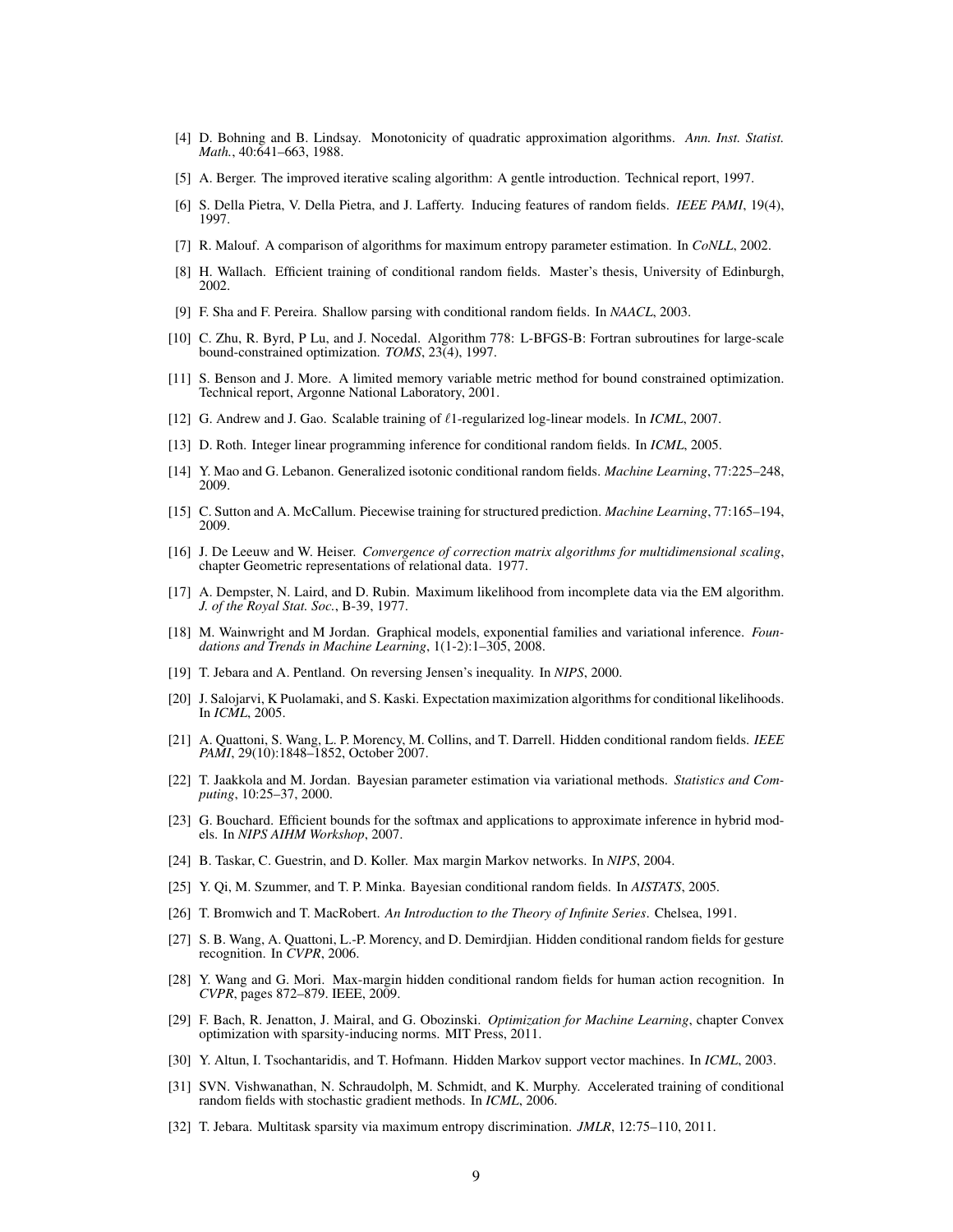[4] D. Bohning and B. Lindsay. Monotonicity of quadratic approximation algorithms. *Ann. Inst. Statist. Math.*, 40:641–663, 1988.

[5] A. Berger. The improved iterative scaling algorithm: A gentle introduction. Technical report, 1997.

[6] S. Della Pietra, V. Della Pietra, and J. Lafferty. Inducing features of random fields. *IEEE PAMI*, 19(4), 1997.

[7] R. Malouf. A comparison of algorithms for maximum entropy parameter estimation. In *CoNLL*, 2002.

[8] H. Wallach. Efficient training of conditional random fields. Master's thesis, University of Edinburgh, 2002.

[9] F. Sha and F. Pereira. Shallow parsing with conditional random fields. In *NAACL*, 2003.

[10] C. Zhu, R. Byrd, P Lu, and J. Nocedal. Algorithm 778: L-BFGS-B: Fortran subroutines for large-scale bound-constrained optimization. *TOMS*, 23(4), 1997.

[11] S. Benson and J. More. A limited memory variable metric method for bound constrained optimization. Technical report, Argonne National Laboratory, 2001.

[12] G. Andrew and J. Gao. Scalable training of $\ell1$-regularized log-linear models. In *ICML*, 2007.

[13] D. Roth. Integer linear programming inference for conditional random fields. In *ICML*, 2005.

[14] Y. Mao and G. Lebanon. Generalized isotonic conditional random fields. *Machine Learning*, 77:225–248, 2009.

[15] C. Sutton and A. McCallum. Piecewise training for structured prediction. *Machine Learning*, 77:165–194, 2009.

[16] J. De Leeuw and W. Heiser. *Convergence of correction matrix algorithms for multidimensional scaling*, chapter Geometric representations of relational data. 1977.

[17] A. Dempster, N. Laird, and D. Rubin. Maximum likelihood from incomplete data via the EM algorithm. *J. of the Royal Stat. Soc.*, B-39, 1977.

[18] M. Wainwright and M Jordan. Graphical models, exponential families and variational inference. *Foundations and Trends in Machine Learning*, 1(1-2):1–305, 2008.

[19] T. Jebara and A. Pentland. On reversing Jensen's inequality. In *NIPS*, 2000.

[20] J. Salojarvi, K Puolamaki, and S. Kaski. Expectation maximization algorithms for conditional likelihoods. In *ICML*, 2005.

[21] A. Quattoni, S. Wang, L. P. Morency, M. Collins, and T. Darrell. Hidden conditional random fields. *IEEE PAMI*, 29(10):1848–1852, October 2007.

[22] T. Jaakkola and M. Jordan. Bayesian parameter estimation via variational methods. *Statistics and Computing*, 10:25–37, 2000.

[23] G. Bouchard. Efficient bounds for the softmax and applications to approximate inference in hybrid models. In *NIPS AIHM Workshop*, 2007.

[24] B. Taskar, C. Guestrin, and D. Koller. Max margin Markov networks. In *NIPS*, 2004.

[25] Y. Qi, M. Szummer, and T. P. Minka. Bayesian conditional random fields. In *AISTATS*, 2005.

[26] T. Bromwich and T. MacRobert. *An Introduction to the Theory of Infinite Series*. Chelsea, 1991.

[27] S. B. Wang, A. Quattoni, L.-P. Morency, and D. Demirdjian. Hidden conditional random fields for gesture recognition. In *CVPR*, 2006.

[28] Y. Wang and G. Mori. Max-margin hidden conditional random fields for human action recognition. In *CVPR*, pages 872–879. IEEE, 2009.

[29] F. Bach, R. Jenatton, J. Mairal, and G. Obozinski. *Optimization for Machine Learning*, chapter Convex optimization with sparsity-inducing norms. MIT Press, 2011.

[30] Y. Altun, I. Tsochantaridis, and T. Hofmann. Hidden Markov support vector machines. In *ICML*, 2003.

[31] SVN. Vishwanathan, N. Schraudolph, M. Schmidt, and K. Murphy. Accelerated training of conditional random fields with stochastic gradient methods. In *ICML*, 2006.

[32] T. Jebara. Multitask sparsity via maximum entropy discrimination. *JMLR*, 12:75–110, 2011.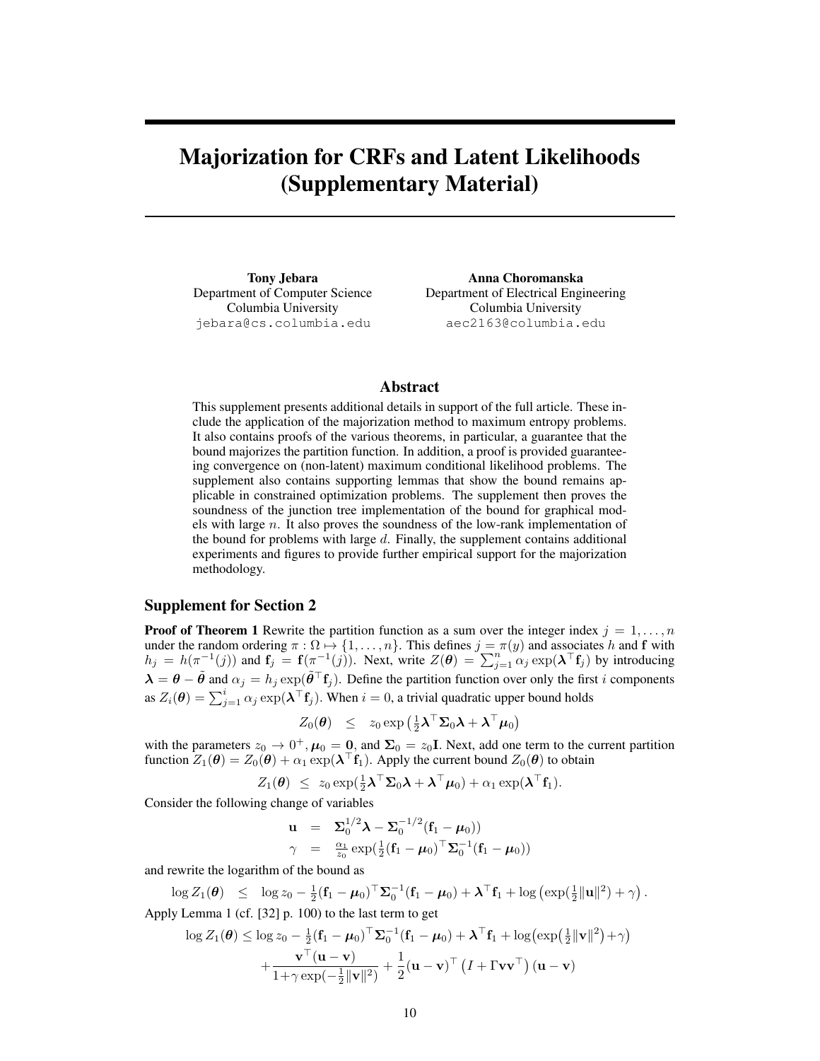# Majorization for CRFs and Latent Likelihoods (Supplementary Material)

**Tony Jebara**
Department of Computer Science
Columbia University
jebara@cs.columbia.edu

**Anna Choromanska**
Department of Electrical Engineering
Columbia University
aec2163@columbia.edu

## Abstract

This supplement presents additional details in support of the full article. These include the application of the majorization method to maximum entropy problems. It also contains proofs of the various theorems, in particular, a guarantee that the bound majorizes the partition function. In addition, a proof is provided guaranteeing convergence on (non-latent) maximum conditional likelihood problems. The supplement also contains supporting lemmas that show the bound remains applicable in constrained optimization problems. The supplement then proves the soundness of the junction tree implementation of the bound for graphical models with large $n$. It also proves the soundness of the low-rank implementation of the bound for problems with large $d$. Finally, the supplement contains additional experiments and figures to provide further empirical support for the majorization methodology.

## Supplement for Section 2

**Proof of Theorem 1** Rewrite the partition function as a sum over the integer index $j = 1, \ldots, n$ under the random ordering $\pi : \Omega \mapsto \{1, \ldots, n\}$. This defines $j = \pi(y)$ and associates $h$ and $\mathbf{f}$ with $h_j = h(\pi^{-1}(j))$ and $\mathbf{f}_j = \mathbf{f}(\pi^{-1}(j))$. Next, write $Z(\boldsymbol{\theta}) = \sum_{j=1}^{n} \alpha_j \exp(\boldsymbol{\lambda}^\top \mathbf{f}_j)$ by introducing $\boldsymbol{\lambda} = \boldsymbol{\theta} - \tilde{\boldsymbol{\theta}}$ and $\alpha_j = h_j \exp(\tilde{\boldsymbol{\theta}}^\top \mathbf{f}_j)$. Define the partition function over only the first $i$ components as $Z_i(\boldsymbol{\theta}) = \sum_{j=1}^{i} \alpha_j \exp(\boldsymbol{\lambda}^\top \mathbf{f}_j)$. When $i = 0$, a trivial quadratic upper bound holds

$$Z_0(\boldsymbol{\theta}) \quad \leq \quad z_0 \exp\left(\tfrac{1}{2}\boldsymbol{\lambda}^\top \boldsymbol{\Sigma}_0 \boldsymbol{\lambda} + \boldsymbol{\lambda}^\top \boldsymbol{\mu}_0\right)$$

with the parameters $z_0 \to 0^+, \boldsymbol{\mu}_0 = \mathbf{0}$, and $\boldsymbol{\Sigma}_0 = z_0 \mathbf{I}$. Next, add one term to the current partition function $Z_1(\boldsymbol{\theta}) = Z_0(\boldsymbol{\theta}) + \alpha_1 \exp(\boldsymbol{\lambda}^\top \mathbf{f}_1)$. Apply the current bound $Z_0(\boldsymbol{\theta})$ to obtain

$$Z_1(\boldsymbol{\theta}) \;\leq\; z_0 \exp(\tfrac{1}{2}\boldsymbol{\lambda}^\top \boldsymbol{\Sigma}_0 \boldsymbol{\lambda} + \boldsymbol{\lambda}^\top \boldsymbol{\mu}_0) + \alpha_1 \exp(\boldsymbol{\lambda}^\top \mathbf{f}_1).$$

Consider the following change of variables

$$\begin{aligned}
\mathbf{u} &= \boldsymbol{\Sigma}_0^{1/2}\boldsymbol{\lambda} - \boldsymbol{\Sigma}_0^{-1/2}(\mathbf{f}_1 - \boldsymbol{\mu}_0)) \\
\gamma &= \tfrac{\alpha_1}{z_0} \exp(\tfrac{1}{2}(\mathbf{f}_1 - \boldsymbol{\mu}_0)^\top \boldsymbol{\Sigma}_0^{-1}(\mathbf{f}_1 - \boldsymbol{\mu}_0))
\end{aligned}$$

and rewrite the logarithm of the bound as

$$\log Z_1(\boldsymbol{\theta}) \quad \leq \quad \log z_0 - \tfrac{1}{2}(\mathbf{f}_1 - \boldsymbol{\mu}_0)^\top \boldsymbol{\Sigma}_0^{-1}(\mathbf{f}_1 - \boldsymbol{\mu}_0) + \boldsymbol{\lambda}^\top \mathbf{f}_1 + \log\left(\exp(\tfrac{1}{2}\|\mathbf{u}\|^2) + \gamma\right).$$

Apply Lemma 1 (cf. [32] p. 100) to the last term to get

$$\begin{aligned}
\log Z_1(\boldsymbol{\theta}) \leq \log z_0 - \tfrac{1}{2}(\mathbf{f}_1 - \boldsymbol{\mu}_0)^\top \boldsymbol{\Sigma}_0^{-1}(\mathbf{f}_1 - \boldsymbol{\mu}_0) + \boldsymbol{\lambda}^\top \mathbf{f}_1 + \log\!\left(\exp\!\left(\tfrac{1}{2}\|\mathbf{v}\|^2\right) + \gamma\right) \\
+ \frac{\mathbf{v}^\top(\mathbf{u} - \mathbf{v})}{1 + \gamma \exp(-\frac{1}{2}\|\mathbf{v}\|^2)} + \frac{1}{2}(\mathbf{u} - \mathbf{v})^\top \left(I + \Gamma \mathbf{v}\mathbf{v}^\top\right)(\mathbf{u} - \mathbf{v})
\end{aligned}$$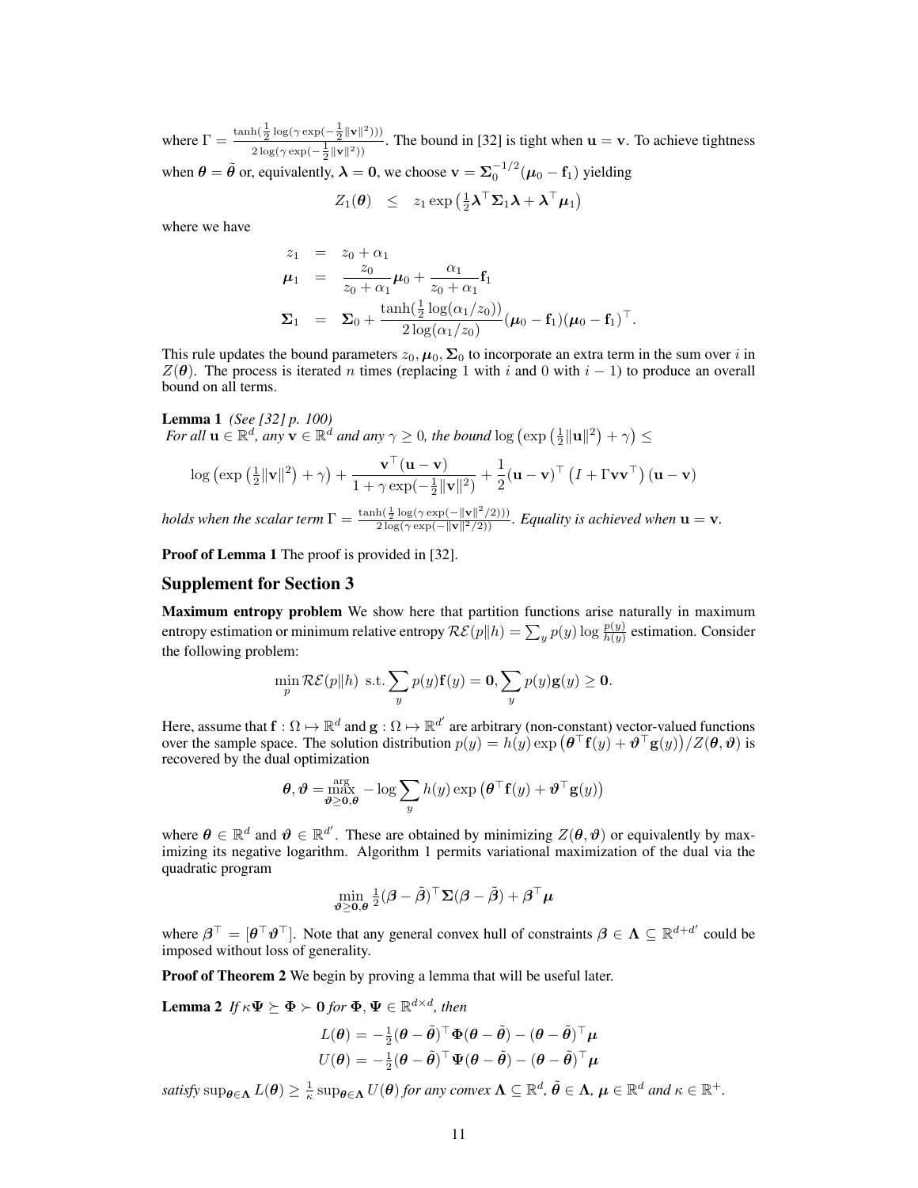where $\Gamma = \frac{\tanh(\frac{1}{2}\log(\gamma \exp(-\frac{1}{2}\|\mathbf{v}\|^2)))}{2\log(\gamma\exp(-\frac{1}{2}\|\mathbf{v}\|^2))}$. The bound in [32] is tight when $\mathbf{u} = \mathbf{v}$. To achieve tightness when $\boldsymbol{\theta} = \tilde{\boldsymbol{\theta}}$ or, equivalently, $\boldsymbol{\lambda} = \mathbf{0}$, we choose $\mathbf{v} = \boldsymbol{\Sigma}_0^{-1/2}(\boldsymbol{\mu}_0 - \mathbf{f}_1)$ yielding

$$Z_1(\boldsymbol{\theta}) \quad \leq \quad z_1 \exp\left(\tfrac{1}{2}\boldsymbol{\lambda}^\top \boldsymbol{\Sigma}_1 \boldsymbol{\lambda} + \boldsymbol{\lambda}^\top \boldsymbol{\mu}_1\right)$$

where we have

$$\begin{aligned}
z_1 &= z_0 + \alpha_1 \\
\boldsymbol{\mu}_1 &= \frac{z_0}{z_0+\alpha_1}\boldsymbol{\mu}_0 + \frac{\alpha_1}{z_0+\alpha_1}\mathbf{f}_1 \\
\boldsymbol{\Sigma}_1 &= \boldsymbol{\Sigma}_0 + \frac{\tanh(\frac{1}{2}\log(\alpha_1/z_0))}{2\log(\alpha_1/z_0)}(\boldsymbol{\mu}_0 - \mathbf{f}_1)(\boldsymbol{\mu}_0 - \mathbf{f}_1)^\top.
\end{aligned}$$

This rule updates the bound parameters $z_0, \boldsymbol{\mu}_0, \boldsymbol{\Sigma}_0$ to incorporate an extra term in the sum over $i$ in $Z(\boldsymbol{\theta})$. The process is iterated $n$ times (replacing 1 with $i$ and 0 with $i-1$) to produce an overall bound on all terms.

**Lemma 1** *(See [32] p. 100)*
*For all $\mathbf{u} \in \mathbb{R}^d$, any $\mathbf{v} \in \mathbb{R}^d$ and any $\gamma \geq 0$, the bound* $\log\left(\exp\left(\frac{1}{2}\|\mathbf{u}\|^2\right) + \gamma\right) \leq$

$$\log\left(\exp\left(\tfrac{1}{2}\|\mathbf{v}\|^2\right) + \gamma\right) + \frac{\mathbf{v}^\top(\mathbf{u}-\mathbf{v})}{1+\gamma\exp(-\frac{1}{2}\|\mathbf{v}\|^2)} + \frac{1}{2}(\mathbf{u}-\mathbf{v})^\top\left(I + \Gamma\mathbf{v}\mathbf{v}^\top\right)(\mathbf{u}-\mathbf{v})$$

*holds when the scalar term* $\Gamma = \frac{\tanh(\frac{1}{2}\log(\gamma\exp(-\|\mathbf{v}\|^2/2)))}{2\log(\gamma\exp(-\|\mathbf{v}\|^2/2))}$. *Equality is achieved when* $\mathbf{u} = \mathbf{v}$.

**Proof of Lemma 1** The proof is provided in [32].

## Supplement for Section 3

**Maximum entropy problem** We show here that partition functions arise naturally in maximum entropy estimation or minimum relative entropy $\mathcal{RE}(p\|h) = \sum_y p(y)\log\frac{p(y)}{h(y)}$ estimation. Consider the following problem:

$$\min_p \mathcal{RE}(p\|h) \text{ s.t.} \sum_y p(y)\mathbf{f}(y) = \mathbf{0}, \sum_y p(y)\mathbf{g}(y) \geq \mathbf{0}.$$

Here, assume that $\mathbf{f} : \Omega \mapsto \mathbb{R}^d$ and $\mathbf{g} : \Omega \mapsto \mathbb{R}^{d'}$ are arbitrary (non-constant) vector-valued functions over the sample space. The solution distribution $p(y) = h(y)\exp\left(\boldsymbol{\theta}^\top\mathbf{f}(y) + \boldsymbol{\vartheta}^\top\mathbf{g}(y)\right)/Z(\boldsymbol{\theta},\boldsymbol{\vartheta})$ is recovered by the dual optimization

$$\boldsymbol{\theta}, \boldsymbol{\vartheta} = \underset{\boldsymbol{\vartheta}\geq\mathbf{0},\boldsymbol{\theta}}{\arg\max} -\log\sum_y h(y)\exp\left(\boldsymbol{\theta}^\top\mathbf{f}(y) + \boldsymbol{\vartheta}^\top\mathbf{g}(y)\right)$$

where $\boldsymbol{\theta} \in \mathbb{R}^d$ and $\boldsymbol{\vartheta} \in \mathbb{R}^{d'}$. These are obtained by minimizing $Z(\boldsymbol{\theta},\boldsymbol{\vartheta})$ or equivalently by maximizing its negative logarithm. Algorithm 1 permits variational maximization of the dual via the quadratic program

$$\min_{\boldsymbol{\vartheta}\geq\mathbf{0},\boldsymbol{\theta}} \tfrac{1}{2}(\boldsymbol{\beta} - \tilde{\boldsymbol{\beta}})^\top\boldsymbol{\Sigma}(\boldsymbol{\beta} - \tilde{\boldsymbol{\beta}}) + \boldsymbol{\beta}^\top\boldsymbol{\mu}$$

where $\boldsymbol{\beta}^\top = [\boldsymbol{\theta}^\top\boldsymbol{\vartheta}^\top]$. Note that any general convex hull of constraints $\boldsymbol{\beta} \in \boldsymbol{\Lambda} \subseteq \mathbb{R}^{d+d'}$ could be imposed without loss of generality.

**Proof of Theorem 2** We begin by proving a lemma that will be useful later.

**Lemma 2** *If $\kappa\boldsymbol{\Psi} \succeq \boldsymbol{\Phi} \succ \mathbf{0}$ for $\boldsymbol{\Phi}, \boldsymbol{\Psi} \in \mathbb{R}^{d\times d}$, then*

$$\begin{aligned}
L(\boldsymbol{\theta}) &= -\tfrac{1}{2}(\boldsymbol{\theta}-\tilde{\boldsymbol{\theta}})^\top\boldsymbol{\Phi}(\boldsymbol{\theta}-\tilde{\boldsymbol{\theta}}) - (\boldsymbol{\theta}-\tilde{\boldsymbol{\theta}})^\top\boldsymbol{\mu} \\
U(\boldsymbol{\theta}) &= -\tfrac{1}{2}(\boldsymbol{\theta}-\tilde{\boldsymbol{\theta}})^\top\boldsymbol{\Psi}(\boldsymbol{\theta}-\tilde{\boldsymbol{\theta}}) - (\boldsymbol{\theta}-\tilde{\boldsymbol{\theta}})^\top\boldsymbol{\mu}
\end{aligned}$$

*satisfy* $\sup_{\boldsymbol{\theta}\in\boldsymbol{\Lambda}} L(\boldsymbol{\theta}) \geq \frac{1}{\kappa}\sup_{\boldsymbol{\theta}\in\boldsymbol{\Lambda}} U(\boldsymbol{\theta})$ *for any convex $\boldsymbol{\Lambda} \subseteq \mathbb{R}^d$, $\tilde{\boldsymbol{\theta}} \in \boldsymbol{\Lambda}$, $\boldsymbol{\mu} \in \mathbb{R}^d$ and $\kappa \in \mathbb{R}^+$.*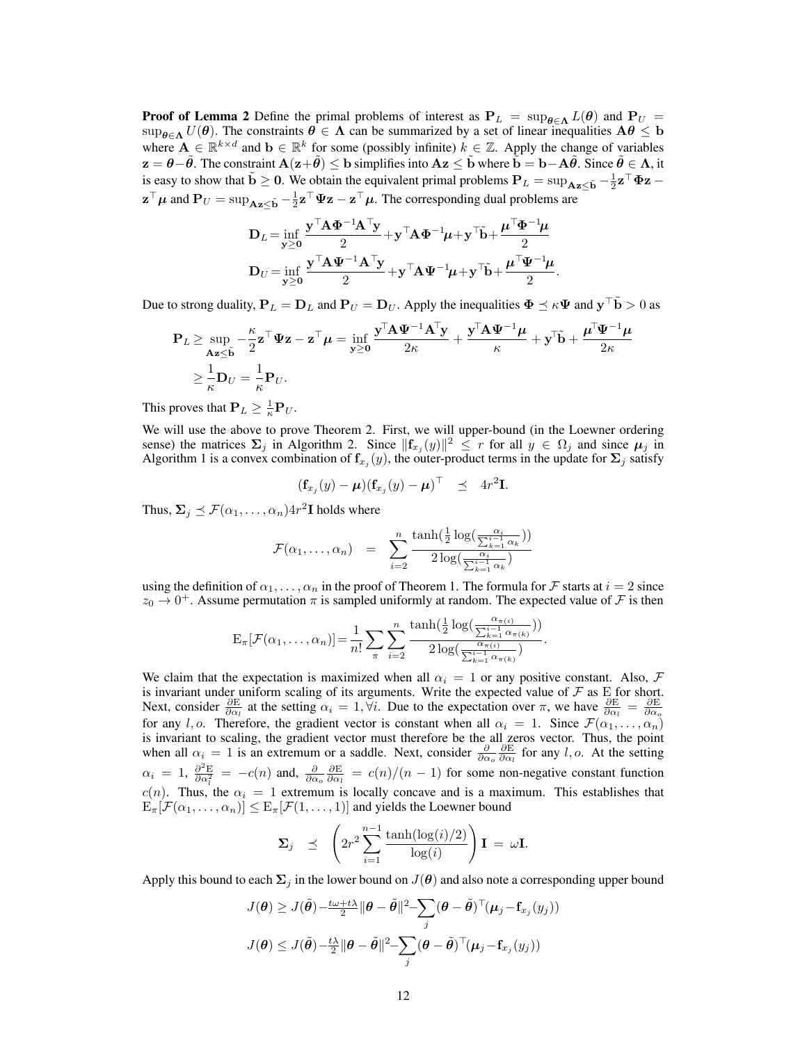**Proof of Lemma 2** Define the primal problems of interest as $\mathbf{P}_L = \sup_{\boldsymbol{\theta}\in\boldsymbol{\Lambda}} L(\boldsymbol{\theta})$ and $\mathbf{P}_U = \sup_{\boldsymbol{\theta}\in\boldsymbol{\Lambda}} U(\boldsymbol{\theta})$. The constraints $\boldsymbol{\theta} \in \boldsymbol{\Lambda}$ can be summarized by a set of linear inequalities $\mathbf{A}\boldsymbol{\theta} \leq \mathbf{b}$ where $\mathbf{A} \in \mathbb{R}^{k\times d}$ and $\mathbf{b} \in \mathbb{R}^k$ for some (possibly infinite) $k \in \mathbb{Z}$. Apply the change of variables $\mathbf{z} = \boldsymbol{\theta} - \tilde{\boldsymbol{\theta}}$. The constraint $\mathbf{A}(\mathbf{z}+\tilde{\boldsymbol{\theta}}) \leq \mathbf{b}$ simplifies into $\mathbf{A}\mathbf{z} \leq \tilde{\mathbf{b}}$ where $\tilde{\mathbf{b}} = \mathbf{b} - \mathbf{A}\tilde{\boldsymbol{\theta}}$. Since $\tilde{\boldsymbol{\theta}} \in \boldsymbol{\Lambda}$, it is easy to show that $\tilde{\mathbf{b}} \geq \mathbf{0}$. We obtain the equivalent primal problems $\mathbf{P}_L = \sup_{\mathbf{A}\mathbf{z}\leq\tilde{\mathbf{b}}} -\frac{1}{2}\mathbf{z}^\top\boldsymbol{\Phi}\mathbf{z} - \mathbf{z}^\top\boldsymbol{\mu}$ and $\mathbf{P}_U = \sup_{\mathbf{A}\mathbf{z}\leq\tilde{\mathbf{b}}} -\frac{1}{2}\mathbf{z}^\top\boldsymbol{\Psi}\mathbf{z} - \mathbf{z}^\top\boldsymbol{\mu}$. The corresponding dual problems are

$$
\mathbf{D}_L = \inf_{\mathbf{y}\geq\mathbf{0}} \frac{\mathbf{y}^\top\mathbf{A}\boldsymbol{\Phi}^{-1}\mathbf{A}^\top\mathbf{y}}{2} + \mathbf{y}^\top\mathbf{A}\boldsymbol{\Phi}^{-1}\boldsymbol{\mu} + \mathbf{y}^\top\tilde{\mathbf{b}} + \frac{\boldsymbol{\mu}^\top\boldsymbol{\Phi}^{-1}\boldsymbol{\mu}}{2}
$$

$$
\mathbf{D}_U = \inf_{\mathbf{y}\geq\mathbf{0}} \frac{\mathbf{y}^\top\mathbf{A}\boldsymbol{\Psi}^{-1}\mathbf{A}^\top\mathbf{y}}{2} + \mathbf{y}^\top\mathbf{A}\boldsymbol{\Psi}^{-1}\boldsymbol{\mu} + \mathbf{y}^\top\tilde{\mathbf{b}} + \frac{\boldsymbol{\mu}^\top\boldsymbol{\Psi}^{-1}\boldsymbol{\mu}}{2}.
$$

Due to strong duality, $\mathbf{P}_L = \mathbf{D}_L$ and $\mathbf{P}_U = \mathbf{D}_U$. Apply the inequalities $\boldsymbol{\Phi} \preceq \kappa\boldsymbol{\Psi}$ and $\mathbf{y}^\top\tilde{\mathbf{b}} > 0$ as

$$
\mathbf{P}_L \geq \sup_{\mathbf{A}\mathbf{z}\leq\tilde{\mathbf{b}}} -\frac{\kappa}{2}\mathbf{z}^\top\boldsymbol{\Psi}\mathbf{z} - \mathbf{z}^\top\boldsymbol{\mu} = \inf_{\mathbf{y}\geq\mathbf{0}} \frac{\mathbf{y}^\top\mathbf{A}\boldsymbol{\Psi}^{-1}\mathbf{A}^\top\mathbf{y}}{2\kappa} + \frac{\mathbf{y}^\top\mathbf{A}\boldsymbol{\Psi}^{-1}\boldsymbol{\mu}}{\kappa} + \mathbf{y}^\top\tilde{\mathbf{b}} + \frac{\boldsymbol{\mu}^\top\boldsymbol{\Psi}^{-1}\boldsymbol{\mu}}{2\kappa}
$$

$$
\geq \frac{1}{\kappa}\mathbf{D}_U = \frac{1}{\kappa}\mathbf{P}_U.
$$

This proves that $\mathbf{P}_L \geq \frac{1}{\kappa}\mathbf{P}_U$.

We will use the above to prove Theorem 2. First, we will upper-bound (in the Loewner ordering sense) the matrices $\boldsymbol{\Sigma}_j$ in Algorithm 2. Since $\|\mathbf{f}_{x_j}(y)\|^2 \leq r$ for all $y \in \Omega_j$ and since $\boldsymbol{\mu}_j$ in Algorithm 1 is a convex combination of $\mathbf{f}_{x_j}(y)$, the outer-product terms in the update for $\boldsymbol{\Sigma}_j$ satisfy

$$
(\mathbf{f}_{x_j}(y) - \boldsymbol{\mu})(\mathbf{f}_{x_j}(y) - \boldsymbol{\mu})^\top \quad \preceq \quad 4r^2\mathbf{I}.
$$

Thus, $\boldsymbol{\Sigma}_j \preceq \mathcal{F}(\alpha_1, \ldots, \alpha_n)4r^2\mathbf{I}$ holds where

$$
\mathcal{F}(\alpha_1, \ldots, \alpha_n) \quad = \quad \sum_{i=2}^{n} \frac{\tanh(\frac{1}{2}\log(\frac{\alpha_i}{\sum_{k=1}^{i-1}\alpha_k}))}{2\log(\frac{\alpha_i}{\sum_{k=1}^{i-1}\alpha_k})}
$$

using the definition of $\alpha_1, \ldots, \alpha_n$ in the proof of Theorem 1. The formula for $\mathcal{F}$ starts at $i = 2$ since $z_0 \to 0^+$. Assume permutation $\pi$ is sampled uniformly at random. The expected value of $\mathcal{F}$ is then

$$
\mathrm{E}_\pi[\mathcal{F}(\alpha_1, \ldots, \alpha_n)] = \frac{1}{n!}\sum_\pi \sum_{i=2}^{n} \frac{\tanh(\frac{1}{2}\log(\frac{\alpha_{\pi(i)}}{\sum_{k=1}^{i-1}\alpha_{\pi(k)}}))}{2\log(\frac{\alpha_{\pi(i)}}{\sum_{k=1}^{i-1}\alpha_{\pi(k)}})}.
$$

We claim that the expectation is maximized when all $\alpha_i = 1$ or any positive constant. Also, $\mathcal{F}$ is invariant under uniform scaling of its arguments. Write the expected value of $\mathcal{F}$ as E for short. Next, consider $\frac{\partial \mathrm{E}}{\partial \alpha_l}$ at the setting $\alpha_i = 1, \forall i$. Due to the expectation over $\pi$, we have $\frac{\partial \mathrm{E}}{\partial \alpha_l} = \frac{\partial \mathrm{E}}{\partial \alpha_o}$ for any $l, o$. Therefore, the gradient vector is constant when all $\alpha_i = 1$. Since $\mathcal{F}(\alpha_1, \ldots, \alpha_n)$ is invariant to scaling, the gradient vector must therefore be the all zeros vector. Thus, the point when all $\alpha_i = 1$ is an extremum or a saddle. Next, consider $\frac{\partial}{\partial \alpha_o}\frac{\partial \mathrm{E}}{\partial \alpha_l}$ for any $l, o$. At the setting $\alpha_i = 1$, $\frac{\partial^2 \mathrm{E}}{\partial \alpha_l^2} = -c(n)$ and, $\frac{\partial}{\partial \alpha_o}\frac{\partial \mathrm{E}}{\partial \alpha_l} = c(n)/(n-1)$ for some non-negative constant function $c(n)$. Thus, the $\alpha_i = 1$ extremum is locally concave and is a maximum. This establishes that $\mathrm{E}_\pi[\mathcal{F}(\alpha_1, \ldots, \alpha_n)] \leq \mathrm{E}_\pi[\mathcal{F}(1, \ldots, 1)]$ and yields the Loewner bound

$$
\boldsymbol{\Sigma}_j \quad \preceq \quad \left(2r^2\sum_{i=1}^{n-1}\frac{\tanh(\log(i)/2)}{\log(i)}\right)\mathbf{I} \; = \; \omega\mathbf{I}.
$$

Apply this bound to each $\boldsymbol{\Sigma}_j$ in the lower bound on $J(\boldsymbol{\theta})$ and also note a corresponding upper bound

$$
J(\boldsymbol{\theta}) \geq J(\tilde{\boldsymbol{\theta}}) - \frac{t\omega + t\lambda}{2}\|\boldsymbol{\theta} - \tilde{\boldsymbol{\theta}}\|^2 - \sum_j(\boldsymbol{\theta} - \tilde{\boldsymbol{\theta}})^\top(\boldsymbol{\mu}_j - \mathbf{f}_{x_j}(y_j))
$$

$$
J(\boldsymbol{\theta}) \leq J(\tilde{\boldsymbol{\theta}}) - \frac{t\lambda}{2}\|\boldsymbol{\theta} - \tilde{\boldsymbol{\theta}}\|^2 - \sum_j(\boldsymbol{\theta} - \tilde{\boldsymbol{\theta}})^\top(\boldsymbol{\mu}_j - \mathbf{f}_{x_j}(y_j))
$$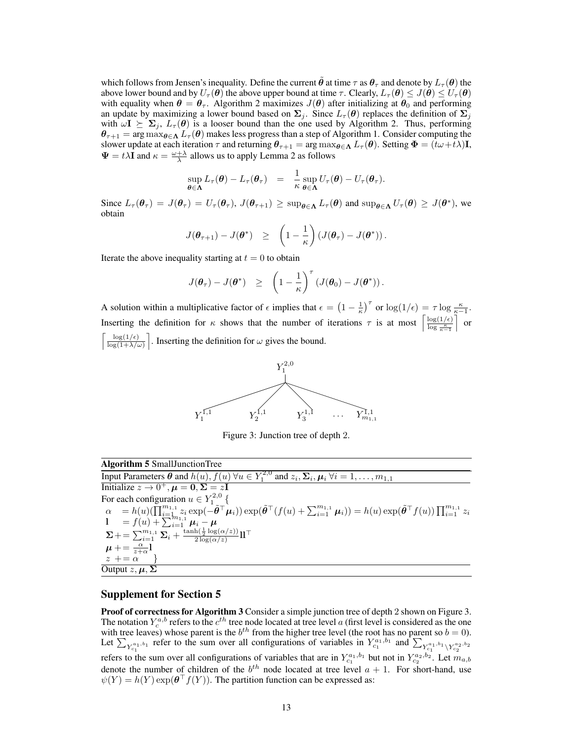which follows from Jensen's inequality. Define the current $\tilde{\boldsymbol{\theta}}$ at time $\tau$ as $\boldsymbol{\theta}_\tau$ and denote by $L_\tau(\boldsymbol{\theta})$ the above lower bound and by $U_\tau(\boldsymbol{\theta})$ the above upper bound at time $\tau$. Clearly, $L_\tau(\boldsymbol{\theta}) \leq J(\boldsymbol{\theta}) \leq U_\tau(\boldsymbol{\theta})$ with equality when $\boldsymbol{\theta} = \boldsymbol{\theta}_\tau$. Algorithm 2 maximizes $J(\boldsymbol{\theta})$ after initializing at $\boldsymbol{\theta}_0$ and performing an update by maximizing a lower bound based on $\boldsymbol{\Sigma}_j$. Since $L_\tau(\boldsymbol{\theta})$ replaces the definition of $\boldsymbol{\Sigma}_j$ with $\omega\mathbf{I} \succeq \boldsymbol{\Sigma}_j$, $L_\tau(\boldsymbol{\theta})$ is a looser bound than the one used by Algorithm 2. Thus, performing $\boldsymbol{\theta}_{\tau+1} = \arg\max_{\boldsymbol{\theta}\in\boldsymbol{\Lambda}} L_\tau(\boldsymbol{\theta})$ makes less progress than a step of Algorithm 1. Consider computing the slower update at each iteration $\tau$ and returning $\boldsymbol{\theta}_{\tau+1} = \arg\max_{\boldsymbol{\theta}\in\boldsymbol{\Lambda}} L_\tau(\boldsymbol{\theta})$. Setting $\boldsymbol{\Phi} = (t\omega + t\lambda)\mathbf{I}$, $\boldsymbol{\Psi} = t\lambda\mathbf{I}$ and $\kappa = \frac{\omega+\lambda}{\lambda}$ allows us to apply Lemma 2 as follows

$$\sup_{\boldsymbol{\theta}\in\boldsymbol{\Lambda}} L_\tau(\boldsymbol{\theta}) - L_\tau(\boldsymbol{\theta}_\tau) \quad = \quad \frac{1}{\kappa}\sup_{\boldsymbol{\theta}\in\boldsymbol{\Lambda}} U_\tau(\boldsymbol{\theta}) - U_\tau(\boldsymbol{\theta}_\tau).$$

Since $L_\tau(\boldsymbol{\theta}_\tau) = J(\boldsymbol{\theta}_\tau) = U_\tau(\boldsymbol{\theta}_\tau)$, $J(\boldsymbol{\theta}_{\tau+1}) \geq \sup_{\boldsymbol{\theta}\in\boldsymbol{\Lambda}} L_\tau(\boldsymbol{\theta})$ and $\sup_{\boldsymbol{\theta}\in\boldsymbol{\Lambda}} U_\tau(\boldsymbol{\theta}) \geq J(\boldsymbol{\theta}^*)$, we obtain

$$J(\boldsymbol{\theta}_{\tau+1}) - J(\boldsymbol{\theta}^*) \quad \geq \quad \left(1 - \frac{1}{\kappa}\right)\left(J(\boldsymbol{\theta}_\tau) - J(\boldsymbol{\theta}^*)\right).$$

Iterate the above inequality starting at $t = 0$ to obtain

$$J(\boldsymbol{\theta}_\tau) - J(\boldsymbol{\theta}^*) \quad \geq \quad \left(1 - \frac{1}{\kappa}\right)^\tau \left(J(\boldsymbol{\theta}_0) - J(\boldsymbol{\theta}^*)\right).$$

A solution within a multiplicative factor of $\epsilon$ implies that $\epsilon = \left(1 - \frac{1}{\kappa}\right)^\tau$ or $\log(1/\epsilon) = \tau \log\frac{\kappa}{\kappa-1}$. Inserting the definition for $\kappa$ shows that the number of iterations $\tau$ is at most $\left\lceil \frac{\log(1/\epsilon)}{\log\frac{\kappa}{\kappa-1}} \right\rceil$ or $\left\lceil \frac{\log(1/\epsilon)}{\log(1+\lambda/\omega)} \right\rceil$. Inserting the definition for $\omega$ gives the bound.

$$
\begin{array}{c}
Y_1^{2,0} \\
\swarrow \quad \swarrow \quad \searrow \quad \searrow \\
Y_1^{1,1} \qquad Y_2^{1,1} \qquad Y_3^{1,1} \qquad \ldots \qquad Y_{m_{1,1}}^{1,1}
\end{array}
$$

Figure 3: Junction tree of depth 2.

**Algorithm 5** SmallJunctionTree

Input Parameters $\boldsymbol{\theta}$ and $h(u), f(u)\ \forall u \in Y_1^{2,0}$ and $z_i, \boldsymbol{\Sigma}_i, \boldsymbol{\mu}_i\ \forall i = 1, \ldots, m_{1,1}$
Initialize $z \to 0^+, \boldsymbol{\mu} = \mathbf{0}, \boldsymbol{\Sigma} = z\mathbf{I}$
For each configuration $u \in Y_1^{2,0}$ {
 $\alpha \quad = h(u)(\prod_{i=1}^{m_{1,1}} z_i \exp(-\tilde{\boldsymbol{\theta}}^\top \boldsymbol{\mu}_i)) \exp(\tilde{\boldsymbol{\theta}}^\top (f(u) + \sum_{i=1}^{m_{1,1}} \boldsymbol{\mu}_i)) = h(u)\exp(\tilde{\boldsymbol{\theta}}^\top f(u)) \prod_{i=1}^{m_{1,1}} z_i$
 $\mathbf{l} \quad = f(u) + \sum_{i=1}^{m_{1,1}} \boldsymbol{\mu}_i - \boldsymbol{\mu}$
 $\boldsymbol{\Sigma} \mathrel{+}= \sum_{i=1}^{m_{1,1}} \boldsymbol{\Sigma}_i + \frac{\tanh(\frac{1}{2}\log(\alpha/z))}{2\log(\alpha/z)} \mathbf{l}\mathbf{l}^\top$
 $\boldsymbol{\mu} \mathrel{+}= \frac{\alpha}{z+\alpha}\mathbf{l}$
 $z \mathrel{+}= \alpha$ }
Output $z, \boldsymbol{\mu}, \boldsymbol{\Sigma}$

## Supplement for Section 5

**Proof of correctness for Algorithm 3** Consider a simple junction tree of depth 2 shown on Figure 3. The notation $Y_c^{a,b}$ refers to the $c^{th}$ tree node located at tree level $a$ (first level is considered as the one with tree leaves) whose parent is the $b^{th}$ from the higher tree level (the root has no parent so $b = 0$). Let $\sum_{Y_{c_1}^{a_1,b_1}}$ refer to the sum over all configurations of variables in $Y_{c_1}^{a_1,b_1}$ and $\sum_{Y_{c_1}^{a_1,b_1} \setminus Y_{c_2}^{a_2,b_2}}$ refers to the sum over all configurations of variables that are in $Y_{c_1}^{a_1,b_1}$ but not in $Y_{c_2}^{a_2,b_2}$. Let $m_{a,b}$ denote the number of children of the $b^{th}$ node located at tree level $a + 1$. For short-hand, use $\psi(Y) = h(Y)\exp(\boldsymbol{\theta}^\top f(Y))$. The partition function can be expressed as: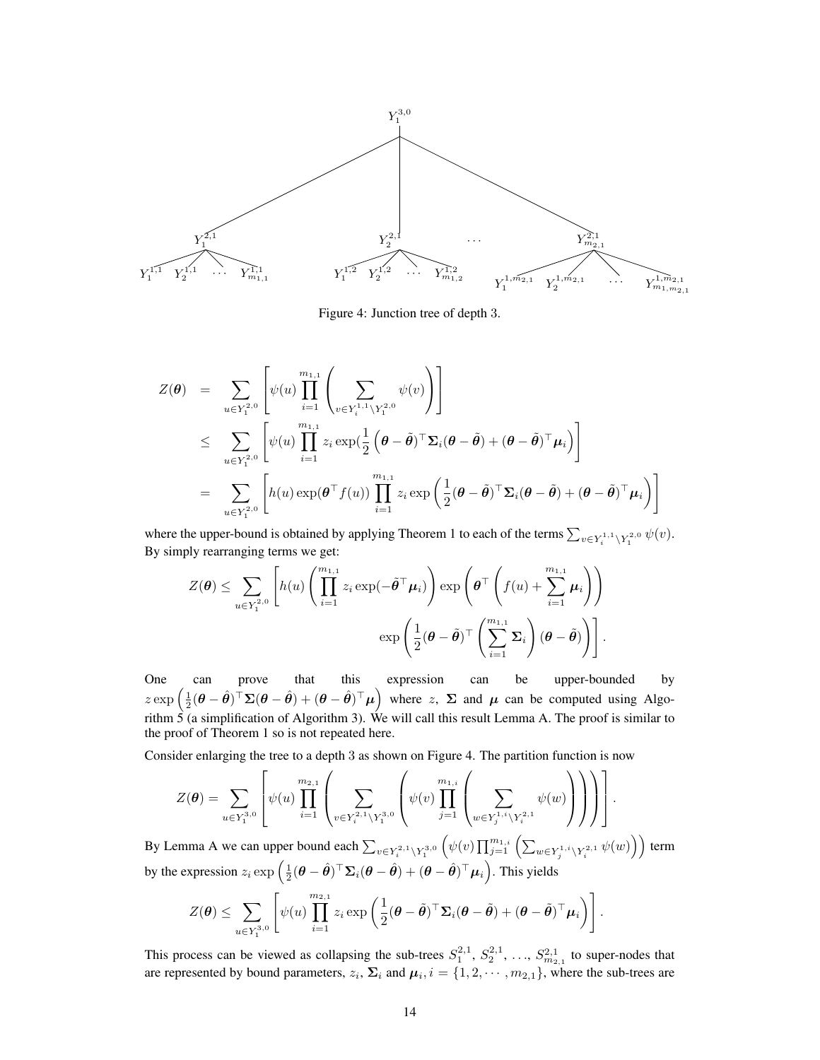Figure 4: Junction tree of depth 3.

$$
\begin{aligned}
Z(\boldsymbol{\theta}) &= \sum_{u \in Y_1^{2,0}} \left[ \psi(u) \prod_{i=1}^{m_{1,1}} \left( \sum_{v \in Y_i^{1,1} \setminus Y_1^{2,0}} \psi(v) \right) \right] \\
&\leq \sum_{u \in Y_1^{2,0}} \left[ \psi(u) \prod_{i=1}^{m_{1,1}} z_i \exp(\frac{1}{2} \left( \boldsymbol{\theta} - \tilde{\boldsymbol{\theta}})^\top \boldsymbol{\Sigma}_i (\boldsymbol{\theta} - \tilde{\boldsymbol{\theta}}) + (\boldsymbol{\theta} - \tilde{\boldsymbol{\theta}})^\top \boldsymbol{\mu}_i \right) \right] \\
&= \sum_{u \in Y_1^{2,0}} \left[ h(u) \exp(\boldsymbol{\theta}^\top f(u)) \prod_{i=1}^{m_{1,1}} z_i \exp\left( \frac{1}{2} (\boldsymbol{\theta} - \tilde{\boldsymbol{\theta}})^\top \boldsymbol{\Sigma}_i (\boldsymbol{\theta} - \tilde{\boldsymbol{\theta}}) + (\boldsymbol{\theta} - \tilde{\boldsymbol{\theta}})^\top \boldsymbol{\mu}_i \right) \right]
\end{aligned}
$$

where the upper-bound is obtained by applying Theorem 1 to each of the terms $\sum_{v \in Y_i^{1,1} \setminus Y_1^{2,0}} \psi(v)$. By simply rearranging terms we get:

$$
Z(\boldsymbol{\theta}) \leq \sum_{u \in Y_1^{2,0}} \left[ h(u) \left( \prod_{i=1}^{m_{1,1}} z_i \exp(-\tilde{\boldsymbol{\theta}}^\top \boldsymbol{\mu}_i) \right) \exp\left( \boldsymbol{\theta}^\top \left( f(u) + \sum_{i=1}^{m_{1,1}} \boldsymbol{\mu}_i \right) \right) \exp\left( \frac{1}{2} (\boldsymbol{\theta} - \tilde{\boldsymbol{\theta}})^\top \left( \sum_{i=1}^{m_{1,1}} \boldsymbol{\Sigma}_i \right) (\boldsymbol{\theta} - \tilde{\boldsymbol{\theta}}) \right) \right].
$$

One can prove that this expression can be upper-bounded by $z \exp\left( \frac{1}{2} (\boldsymbol{\theta} - \hat{\boldsymbol{\theta}})^\top \boldsymbol{\Sigma} (\boldsymbol{\theta} - \hat{\boldsymbol{\theta}}) + (\boldsymbol{\theta} - \hat{\boldsymbol{\theta}})^\top \boldsymbol{\mu} \right)$ where $z$, $\boldsymbol{\Sigma}$ and $\boldsymbol{\mu}$ can be computed using Algorithm 5 (a simplification of Algorithm 3). We will call this result Lemma A. The proof is similar to the proof of Theorem 1 so is not repeated here.

Consider enlarging the tree to a depth 3 as shown on Figure 4. The partition function is now

$$
Z(\boldsymbol{\theta}) = \sum_{u \in Y_1^{3,0}} \left[ \psi(u) \prod_{i=1}^{m_{2,1}} \left( \sum_{v \in Y_i^{2,1} \setminus Y_1^{3,0}} \left( \psi(v) \prod_{j=1}^{m_{1,i}} \left( \sum_{w \in Y_j^{1,i} \setminus Y_i^{2,1}} \psi(w) \right) \right) \right) \right].
$$

By Lemma A we can upper bound each $\sum_{v \in Y_i^{2,1} \setminus Y_1^{3,0}} \left( \psi(v) \prod_{j=1}^{m_{1,i}} \left( \sum_{w \in Y_j^{1,i} \setminus Y_i^{2,1}} \psi(w) \right) \right)$ term by the expression $z_i \exp\left( \frac{1}{2} (\boldsymbol{\theta} - \hat{\boldsymbol{\theta}})^\top \boldsymbol{\Sigma}_i (\boldsymbol{\theta} - \hat{\boldsymbol{\theta}}) + (\boldsymbol{\theta} - \hat{\boldsymbol{\theta}})^\top \boldsymbol{\mu}_i \right)$. This yields

$$
Z(\boldsymbol{\theta}) \leq \sum_{u \in Y_1^{3,0}} \left[ \psi(u) \prod_{i=1}^{m_{2,1}} z_i \exp\left( \frac{1}{2} (\boldsymbol{\theta} - \tilde{\boldsymbol{\theta}})^\top \boldsymbol{\Sigma}_i (\boldsymbol{\theta} - \tilde{\boldsymbol{\theta}}) + (\boldsymbol{\theta} - \tilde{\boldsymbol{\theta}})^\top \boldsymbol{\mu}_i \right) \right].
$$

This process can be viewed as collapsing the sub-trees $S_1^{2,1}$, $S_2^{2,1}$, $\ldots$, $S_{m_{2,1}}^{2,1}$ to super-nodes that are represented by bound parameters, $z_i$, $\boldsymbol{\Sigma}_i$ and $\boldsymbol{\mu}_i$, $i = \{1, 2, \cdots, m_{2,1}\}$, where the sub-trees are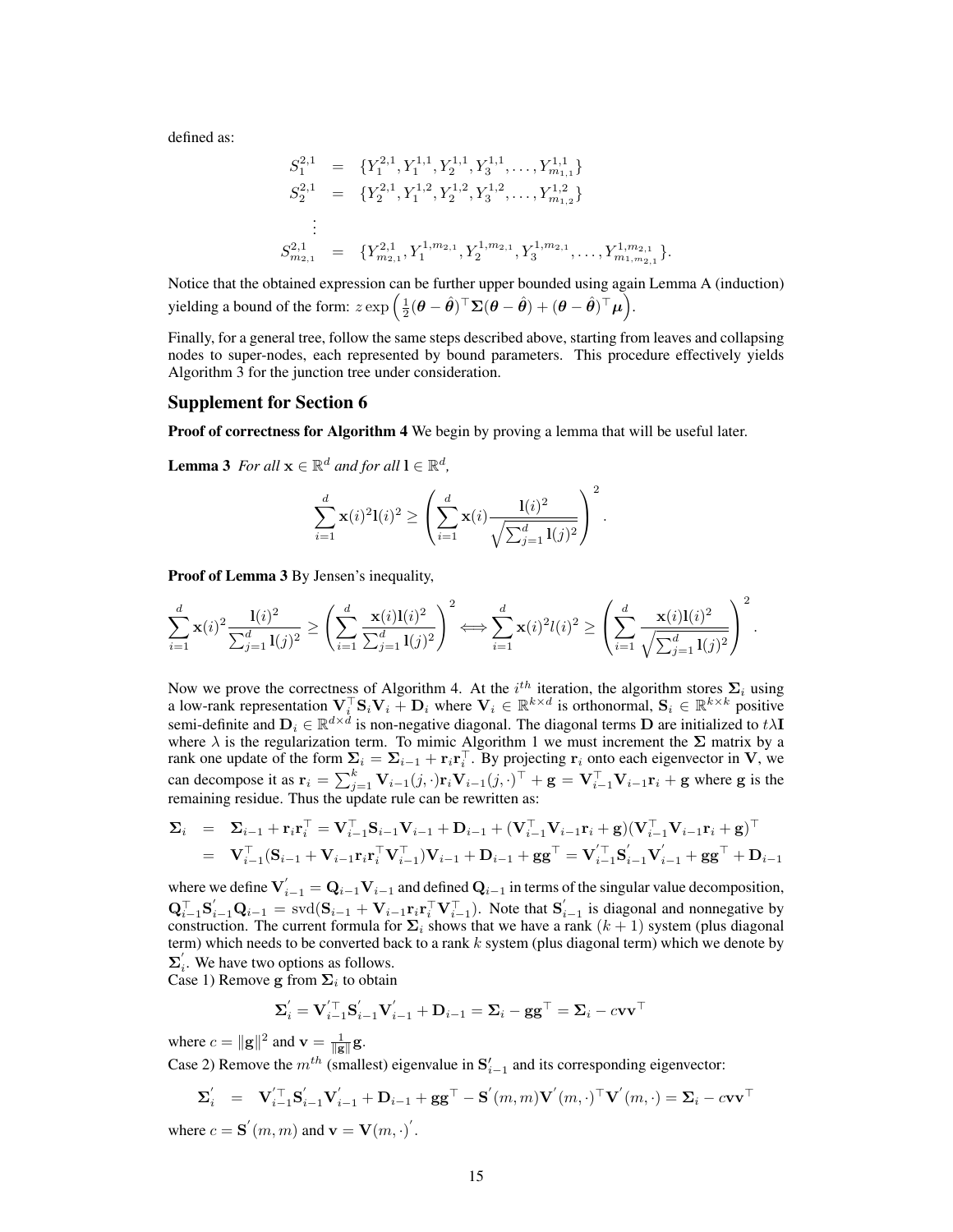defined as:

$$
\begin{aligned}
S_1^{2,1} &= \{Y_1^{2,1}, Y_1^{1,1}, Y_2^{1,1}, Y_3^{1,1}, \ldots, Y_{m_{1,1}}^{1,1}\} \\
S_2^{2,1} &= \{Y_2^{2,1}, Y_1^{1,2}, Y_2^{1,2}, Y_3^{1,2}, \ldots, Y_{m_{1,2}}^{1,2}\} \\
&\vdots \\
S_{m_{2,1}}^{2,1} &= \{Y_{m_{2,1}}^{2,1}, Y_1^{1,m_{2,1}}, Y_2^{1,m_{2,1}}, Y_3^{1,m_{2,1}}, \ldots, Y_{m_{1,m_{2,1}}}^{1,m_{2,1}}\}.
\end{aligned}
$$

Notice that the obtained expression can be further upper bounded using again Lemma A (induction) yielding a bound of the form: $z \exp\left(\frac{1}{2}(\boldsymbol{\theta} - \hat{\boldsymbol{\theta}})^\top \boldsymbol{\Sigma}(\boldsymbol{\theta} - \hat{\boldsymbol{\theta}}) + (\boldsymbol{\theta} - \hat{\boldsymbol{\theta}})^\top \boldsymbol{\mu}\right)$.

Finally, for a general tree, follow the same steps described above, starting from leaves and collapsing nodes to super-nodes, each represented by bound parameters. This procedure effectively yields Algorithm 3 for the junction tree under consideration.

## Supplement for Section 6

**Proof of correctness for Algorithm 4** We begin by proving a lemma that will be useful later.

**Lemma 3** *For all* $\mathbf{x} \in \mathbb{R}^d$ *and for all* $\mathbf{l} \in \mathbb{R}^d$,

$$
\sum_{i=1}^{d} \mathbf{x}(i)^2 \mathbf{l}(i)^2 \geq \left(\sum_{i=1}^{d} \mathbf{x}(i) \frac{\mathbf{l}(i)^2}{\sqrt{\sum_{j=1}^{d} \mathbf{l}(j)^2}}\right)^2.
$$

**Proof of Lemma 3** By Jensen's inequality,

$$
\sum_{i=1}^{d} \mathbf{x}(i)^2 \frac{\mathbf{l}(i)^2}{\sum_{j=1}^{d} \mathbf{l}(j)^2} \geq \left(\sum_{i=1}^{d} \frac{\mathbf{x}(i)\mathbf{l}(i)^2}{\sum_{j=1}^{d} \mathbf{l}(j)^2}\right)^2 \Longleftrightarrow \sum_{i=1}^{d} \mathbf{x}(i)^2 l(i)^2 \geq \left(\sum_{i=1}^{d} \frac{\mathbf{x}(i)\mathbf{l}(i)^2}{\sqrt{\sum_{j=1}^{d} \mathbf{l}(j)^2}}\right)^2.
$$

Now we prove the correctness of Algorithm 4. At the $i^{th}$ iteration, the algorithm stores $\boldsymbol{\Sigma}_i$ using a low-rank representation $\mathbf{V}_i^\top \mathbf{S}_i \mathbf{V}_i + \mathbf{D}_i$ where $\mathbf{V}_i \in \mathbb{R}^{k \times d}$ is orthonormal, $\mathbf{S}_i \in \mathbb{R}^{k \times k}$ positive semi-definite and $\mathbf{D}_i \in \mathbb{R}^{d \times d}$ is non-negative diagonal. The diagonal terms $\mathbf{D}$ are initialized to $t\lambda \mathbf{I}$ where $\lambda$ is the regularization term. To mimic Algorithm 1 we must increment the $\boldsymbol{\Sigma}$ matrix by a rank one update of the form $\boldsymbol{\Sigma}_i = \boldsymbol{\Sigma}_{i-1} + \mathbf{r}_i \mathbf{r}_i^\top$. By projecting $\mathbf{r}_i$ onto each eigenvector in $\mathbf{V}$, we can decompose it as $\mathbf{r}_i = \sum_{j=1}^{k} \mathbf{V}_{i-1}(j,\cdot)\mathbf{r}_i \mathbf{V}_{i-1}(j,\cdot)^\top + \mathbf{g} = \mathbf{V}_{i-1}^\top \mathbf{V}_{i-1} \mathbf{r}_i + \mathbf{g}$ where $\mathbf{g}$ is the remaining residue. Thus the update rule can be rewritten as:

$$
\begin{aligned}
\boldsymbol{\Sigma}_i &= \boldsymbol{\Sigma}_{i-1} + \mathbf{r}_i \mathbf{r}_i^\top = \mathbf{V}_{i-1}^\top \mathbf{S}_{i-1} \mathbf{V}_{i-1} + \mathbf{D}_{i-1} + (\mathbf{V}_{i-1}^\top \mathbf{V}_{i-1} \mathbf{r}_i + \mathbf{g})(\mathbf{V}_{i-1}^\top \mathbf{V}_{i-1} \mathbf{r}_i + \mathbf{g})^\top \\
&= \mathbf{V}_{i-1}^\top (\mathbf{S}_{i-1} + \mathbf{V}_{i-1} \mathbf{r}_i \mathbf{r}_i^\top \mathbf{V}_{i-1}^\top) \mathbf{V}_{i-1} + \mathbf{D}_{i-1} + \mathbf{g}\mathbf{g}^\top = \mathbf{V}_{i-1}^{'\top} \mathbf{S}_{i-1}^{'} \mathbf{V}_{i-1}^{'} + \mathbf{g}\mathbf{g}^\top + \mathbf{D}_{i-1}
\end{aligned}
$$

where we define $\mathbf{V}_{i-1}^{'} = \mathbf{Q}_{i-1} \mathbf{V}_{i-1}$ and defined $\mathbf{Q}_{i-1}$ in terms of the singular value decomposition, $\mathbf{Q}_{i-1}^\top \mathbf{S}_{i-1}^{'} \mathbf{Q}_{i-1} = \text{svd}(\mathbf{S}_{i-1} + \mathbf{V}_{i-1} \mathbf{r}_i \mathbf{r}_i^\top \mathbf{V}_{i-1}^\top)$. Note that $\mathbf{S}_{i-1}^{'}$ is diagonal and nonnegative by construction. The current formula for $\boldsymbol{\Sigma}_i$ shows that we have a rank $(k+1)$ system (plus diagonal term) which needs to be converted back to a rank $k$ system (plus diagonal term) which we denote by $\boldsymbol{\Sigma}_i^{'}$. We have two options as follows.

Case 1) Remove $\mathbf{g}$ from $\boldsymbol{\Sigma}_i$ to obtain

$$
\boldsymbol{\Sigma}_i^{'} = \mathbf{V}_{i-1}^{'\top} \mathbf{S}_{i-1}^{'} \mathbf{V}_{i-1}^{'} + \mathbf{D}_{i-1} = \boldsymbol{\Sigma}_i - \mathbf{g}\mathbf{g}^\top = \boldsymbol{\Sigma}_i - c\mathbf{v}\mathbf{v}^\top
$$

where $c = \|\mathbf{g}\|^2$ and $\mathbf{v} = \frac{1}{\|\mathbf{g}\|}\mathbf{g}$.

Case 2) Remove the $m^{th}$ (smallest) eigenvalue in $\mathbf{S}_{i-1}^{'}$ and its corresponding eigenvector:

$$
\boldsymbol{\Sigma}_i^{'} = \mathbf{V}_{i-1}^{'\top} \mathbf{S}_{i-1}^{'} \mathbf{V}_{i-1}^{'} + \mathbf{D}_{i-1} + \mathbf{g}\mathbf{g}^\top - \mathbf{S}^{'}(m,m) \mathbf{V}^{'}(m,\cdot)^\top \mathbf{V}^{'}(m,\cdot) = \boldsymbol{\Sigma}_i - c\mathbf{v}\mathbf{v}^\top
$$

where $c = \mathbf{S}^{'}(m,m)$ and $\mathbf{v} = \mathbf{V}(m,\cdot)^{'}$.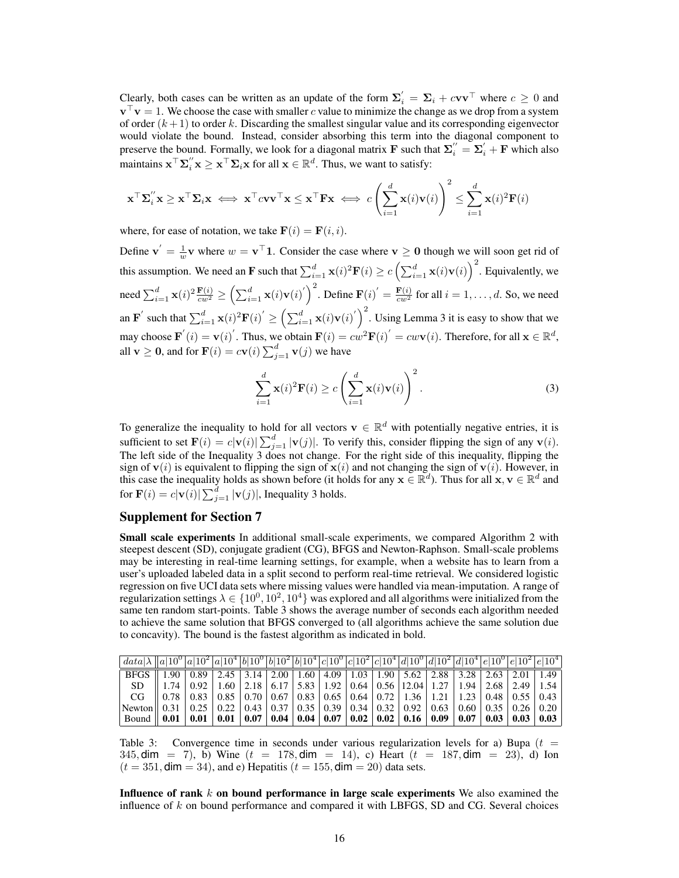Clearly, both cases can be written as an update of the form $\mathbf{\Sigma}_i^{'} = \mathbf{\Sigma}_i + c\mathbf{v}\mathbf{v}^\top$ where $c \geq 0$ and $\mathbf{v}^\top\mathbf{v} = 1$. We choose the case with smaller $c$ value to minimize the change as we drop from a system of order $(k+1)$ to order $k$. Discarding the smallest singular value and its corresponding eigenvector would violate the bound. Instead, consider absorbing this term into the diagonal component to preserve the bound. Formally, we look for a diagonal matrix $\mathbf{F}$ such that $\mathbf{\Sigma}_i^{''} = \mathbf{\Sigma}_i^{'} + \mathbf{F}$ which also maintains $\mathbf{x}^\top\mathbf{\Sigma}_i^{''}\mathbf{x} \geq \mathbf{x}^\top\mathbf{\Sigma}_i\mathbf{x}$ for all $\mathbf{x} \in \mathbb{R}^d$. Thus, we want to satisfy:

$$\mathbf{x}^\top\mathbf{\Sigma}_i^{''}\mathbf{x} \geq \mathbf{x}^\top\mathbf{\Sigma}_i\mathbf{x} \iff \mathbf{x}^\top c\mathbf{v}\mathbf{v}^\top\mathbf{x} \leq \mathbf{x}^\top\mathbf{F}\mathbf{x} \iff c\left(\sum_{i=1}^d \mathbf{x}(i)\mathbf{v}(i)\right)^2 \leq \sum_{i=1}^d \mathbf{x}(i)^2\mathbf{F}(i)$$

where, for ease of notation, we take $\mathbf{F}(i) = \mathbf{F}(i,i)$.

Define $\mathbf{v}^{'} = \frac{1}{w}\mathbf{v}$ where $w = \mathbf{v}^\top\mathbf{1}$. Consider the case where $\mathbf{v} \geq \mathbf{0}$ though we will soon get rid of this assumption. We need an $\mathbf{F}$ such that $\sum_{i=1}^d \mathbf{x}(i)^2\mathbf{F}(i) \geq c\left(\sum_{i=1}^d \mathbf{x}(i)\mathbf{v}(i)\right)^2$. Equivalently, we need $\sum_{i=1}^d \mathbf{x}(i)^2\frac{\mathbf{F}(i)}{cw^2} \geq \left(\sum_{i=1}^d \mathbf{x}(i)\mathbf{v}(i)^{'}\right)^2$. Define $\mathbf{F}(i)^{'} = \frac{\mathbf{F}(i)}{cw^2}$ for all $i = 1, \ldots, d$. So, we need an $\mathbf{F}^{'}$ such that $\sum_{i=1}^d \mathbf{x}(i)^2\mathbf{F}(i)^{'} \geq \left(\sum_{i=1}^d \mathbf{x}(i)\mathbf{v}(i)^{'}\right)^2$. Using Lemma 3 it is easy to show that we may choose $\mathbf{F}^{'}(i) = \mathbf{v}(i)^{'}$. Thus, we obtain $\mathbf{F}(i) = cw^2\mathbf{F}(i)^{'} = cw\mathbf{v}(i)$. Therefore, for all $\mathbf{x} \in \mathbb{R}^d$, all $\mathbf{v} \geq \mathbf{0}$, and for $\mathbf{F}(i) = c\mathbf{v}(i)\sum_{j=1}^d \mathbf{v}(j)$ we have

$$\sum_{i=1}^d \mathbf{x}(i)^2\mathbf{F}(i) \geq c\left(\sum_{i=1}^d \mathbf{x}(i)\mathbf{v}(i)\right)^2. \tag{3}$$

To generalize the inequality to hold for all vectors $\mathbf{v} \in \mathbb{R}^d$ with potentially negative entries, it is sufficient to set $\mathbf{F}(i) = c|\mathbf{v}(i)|\sum_{j=1}^d |\mathbf{v}(j)|$. To verify this, consider flipping the sign of any $\mathbf{v}(i)$. The left side of the Inequality 3 does not change. For the right side of this inequality, flipping the sign of $\mathbf{v}(i)$ is equivalent to flipping the sign of $\mathbf{x}(i)$ and not changing the sign of $\mathbf{v}(i)$. However, in this case the inequality holds as shown before (it holds for any $\mathbf{x} \in \mathbb{R}^d$). Thus for all $\mathbf{x}, \mathbf{v} \in \mathbb{R}^d$ and for $\mathbf{F}(i) = c|\mathbf{v}(i)|\sum_{j=1}^d |\mathbf{v}(j)|$, Inequality 3 holds.

## Supplement for Section 7

**Small scale experiments** In additional small-scale experiments, we compared Algorithm 2 with steepest descent (SD), conjugate gradient (CG), BFGS and Newton-Raphson. Small-scale problems may be interesting in real-time learning settings, for example, when a website has to learn from a user's uploaded labeled data in a split second to perform real-time retrieval. We considered logistic regression on five UCI data sets where missing values were handled via mean-imputation. A range of regularization settings $\lambda \in \{10^0, 10^2, 10^4\}$ was explored and all algorithms were initialized from the same ten random start-points. Table 3 shows the average number of seconds each algorithm needed to achieve the same solution that BFGS converged to (all algorithms achieve the same solution due to concavity). The bound is the fastest algorithm as indicated in bold.

| $data\|\lambda$ | $a\|10^0$ | $a\|10^2$ | $a\|10^4$ | $b\|10^0$ | $b\|10^2$ | $b\|10^4$ | $c\|10^0$ | $c\|10^2$ | $c\|10^4$ | $d\|10^0$ | $d\|10^2$ | $d\|10^4$ | $e\|10^0$ | $e\|10^2$ | $e\|10^4$ |
|---|---|---|---|---|---|---|---|---|---|---|---|---|---|---|---|
| BFGS | 1.90 | 0.89 | 2.45 | 3.14 | 2.00 | 1.60 | 4.09 | 1.03 | 1.90 | 5.62 | 2.88 | 3.28 | 2.63 | 2.01 | 1.49 |
| SD | 1.74 | 0.92 | 1.60 | 2.18 | 6.17 | 5.83 | 1.92 | 0.64 | 0.56 | 12.04 | 1.27 | 1.94 | 2.68 | 2.49 | 1.54 |
| CG | 0.78 | 0.83 | 0.85 | 0.70 | 0.67 | 0.83 | 0.65 | 0.64 | 0.72 | 1.36 | 1.21 | 1.23 | 0.48 | 0.55 | 0.43 |
| Newton | 0.31 | 0.25 | 0.22 | 0.43 | 0.37 | 0.35 | 0.39 | 0.34 | 0.32 | 0.92 | 0.63 | 0.60 | 0.35 | 0.26 | 0.20 |
| Bound | **0.01** | **0.01** | **0.01** | **0.07** | **0.04** | **0.04** | **0.07** | **0.02** | **0.02** | **0.16** | **0.09** | **0.07** | **0.03** | **0.03** | **0.03** |

Table 3: Convergence time in seconds under various regularization levels for a) Bupa ($t = 345, \text{dim} = 7$), b) Wine ($t = 178, \text{dim} = 14$), c) Heart ($t = 187, \text{dim} = 23$), d) Ion ($t = 351, \text{dim} = 34$), and e) Hepatitis ($t = 155, \text{dim} = 20$) data sets.

**Influence of rank $k$ on bound performance in large scale experiments** We also examined the influence of $k$ on bound performance and compared it with LBFGS, SD and CG. Several choices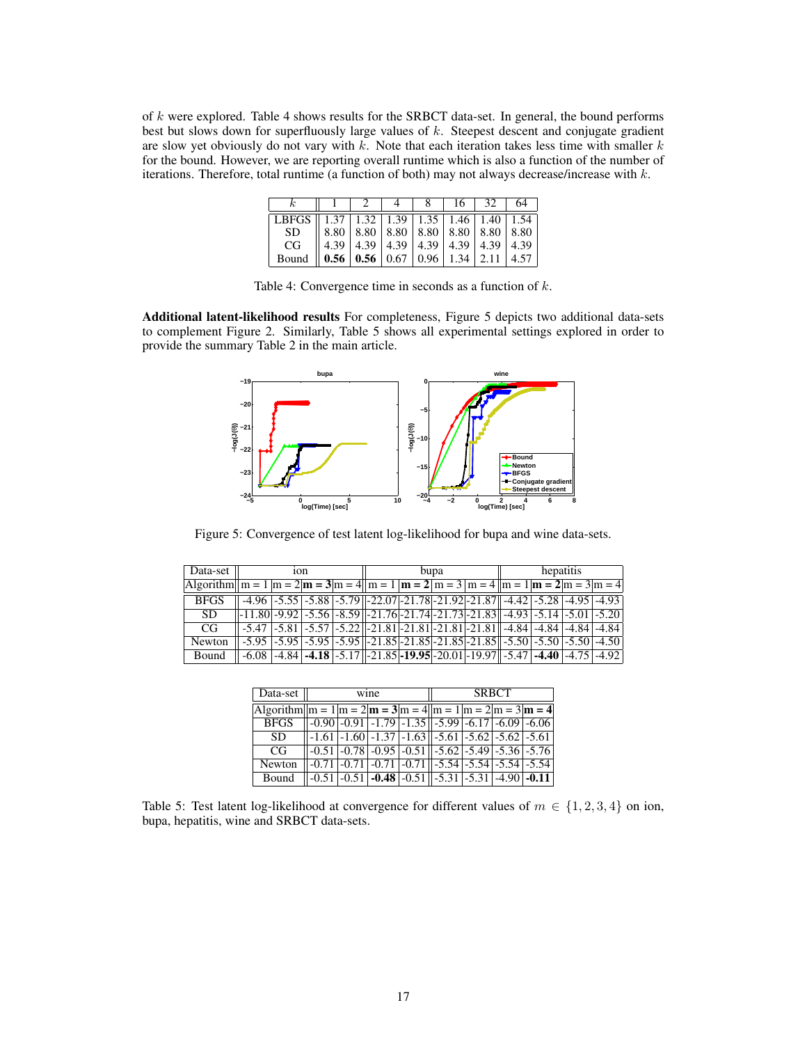of $k$ were explored. Table 4 shows results for the SRBCT data-set. In general, the bound performs best but slows down for superfluously large values of $k$. Steepest descent and conjugate gradient are slow yet obviously do not vary with $k$. Note that each iteration takes less time with smaller $k$ for the bound. However, we are reporting overall runtime which is also a function of the number of iterations. Therefore, total runtime (a function of both) may not always decrease/increase with $k$.

| $k$ | 1 | 2 | 4 | 8 | 16 | 32 | 64 |
|---|---|---|---|---|---|---|---|
| LBFGS | 1.37 | 1.32 | 1.39 | 1.35 | 1.46 | 1.40 | 1.54 |
| SD | 8.80 | 8.80 | 8.80 | 8.80 | 8.80 | 8.80 | 8.80 |
| CG | 4.39 | 4.39 | 4.39 | 4.39 | 4.39 | 4.39 | 4.39 |
| Bound | **0.56** | **0.56** | 0.67 | 0.96 | 1.34 | 2.11 | 4.57 |

Table 4: Convergence time in seconds as a function of $k$.

**Additional latent-likelihood results** For completeness, Figure 5 depicts two additional data-sets to complement Figure 2. Similarly, Table 5 shows all experimental settings explored in order to provide the summary Table 2 in the main article.

bupa
−log(J(θ))
log(Time) [sec]

wine
−log(J(θ))
log(Time) [sec]
Bound
Newton
BFGS
Conjugate gradient
Steepest descent

Figure 5: Convergence of test latent log-likelihood for bupa and wine data-sets.

| Data-set | ion | | | | bupa | | | | hepatitis | | | |
|---|---|---|---|---|---|---|---|---|---|---|---|---|
| Algorithm | m = 1 | m = 2 | **m = 3** | m = 4 | m = 1 | **m = 2** | m = 3 | m = 4 | m = 1 | **m = 2** | m = 3 | m = 4 |
| BFGS | -4.96 | -5.55 | -5.88 | -5.79 | -22.07 | -21.78 | -21.92 | -21.87 | -4.42 | -5.28 | -4.95 | -4.93 |
| SD | -11.80 | -9.92 | -5.56 | -8.59 | -21.76 | -21.74 | -21.73 | -21.83 | -4.93 | -5.14 | -5.01 | -5.20 |
| CG | -5.47 | -5.81 | -5.57 | -5.22 | -21.81 | -21.81 | -21.81 | -21.81 | -4.84 | -4.84 | -4.84 | -4.84 |
| Newton | -5.95 | -5.95 | -5.95 | -5.95 | -21.85 | -21.85 | -21.85 | -21.85 | -5.50 | -5.50 | -5.50 | -4.50 |
| Bound | -6.08 | -4.84 | **-4.18** | -5.17 | -21.85 | **-19.95** | -20.01 | -19.97 | -5.47 | **-4.40** | -4.75 | -4.92 |

| Data-set | wine | | | | SRBCT | | | |
|---|---|---|---|---|---|---|---|---|
| Algorithm | m = 1 | m = 2 | **m = 3** | m = 4 | m = 1 | m = 2 | m = 3 | **m = 4** |
| BFGS | -0.90 | -0.91 | -1.79 | -1.35 | -5.99 | -6.17 | -6.09 | -6.06 |
| SD | -1.61 | -1.60 | -1.37 | -1.63 | -5.61 | -5.62 | -5.62 | -5.61 |
| CG | -0.51 | -0.78 | -0.95 | -0.51 | -5.62 | -5.49 | -5.36 | -5.76 |
| Newton | -0.71 | -0.71 | -0.71 | -0.71 | -5.54 | -5.54 | -5.54 | -5.54 |
| Bound | -0.51 | -0.51 | **-0.48** | -0.51 | -5.31 | -5.31 | -4.90 | **-0.11** |

Table 5: Test latent log-likelihood at convergence for different values of $m \in \{1, 2, 3, 4\}$ on ion, bupa, hepatitis, wine and SRBCT data-sets.